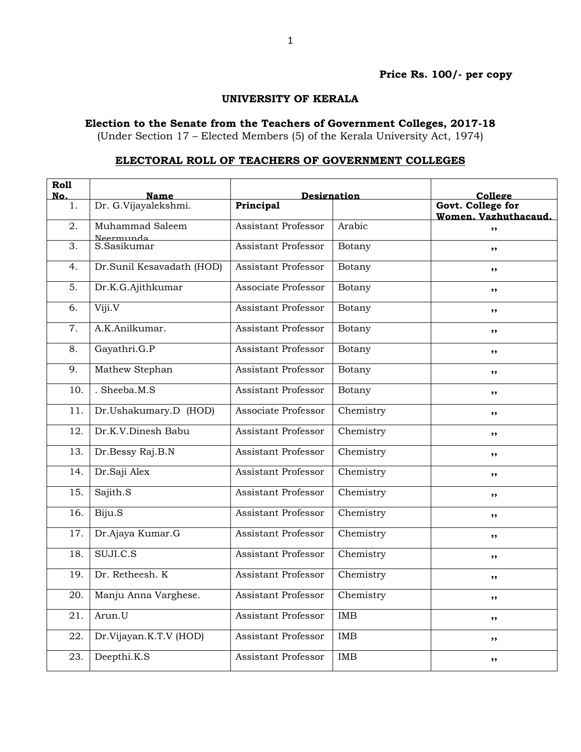**Price Rs. 100/- per copy**

# UNIVERSITY OF KERALA

## Election to the Senate from the Teachers of Government Colleges, 2017-18

(Under Section 17 – Elected Members (5) of the Kerala University Act, 1974)

## ELECTORAL ROLL OF TEACHERS OF GOVERNMENT COLLEGES

| Roll No. | Name | Designation | | College |
|---|---|---|---|---|
| 1. | Dr. G.Vijayalekshmi. | **Principal** | | **Govt. College for Women, Vazhuthacaud.** |
| 2. | Muhammad Saleem Neermunda | Assistant Professor | Arabic | ,, |
| 3. | S.Sasikumar | Assistant Professor | Botany | ,, |
| 4. | Dr.Sunil Kesavadath (HOD) | Assistant Professor | Botany | ,, |
| 5. | Dr.K.G.Ajithkumar | Associate Professor | Botany | ,, |
| 6. | Viji.V | Assistant Professor | Botany | ,, |
| 7. | A.K.Anilkumar. | Assistant Professor | Botany | ,, |
| 8. | Gayathri.G.P | Assistant Professor | Botany | ,, |
| 9. | Mathew Stephan | Assistant Professor | Botany | ,, |
| 10. | . Sheeba.M.S | Assistant Professor | Botany | ,, |
| 11. | Dr.Ushakumary.D (HOD) | Associate Professor | Chemistry | ,, |
| 12. | Dr.K.V.Dinesh Babu | Assistant Professor | Chemistry | ,, |
| 13. | Dr.Bessy Raj.B.N | Assistant Professor | Chemistry | ,, |
| 14. | Dr.Saji Alex | Assistant Professor | Chemistry | ,, |
| 15. | Sajith.S | Assistant Professor | Chemistry | ,, |
| 16. | Biju.S | Assistant Professor | Chemistry | ,, |
| 17. | Dr.Ajaya Kumar.G | Assistant Professor | Chemistry | ,, |
| 18. | SUJI.C.S | Assistant Professor | Chemistry | ,, |
| 19. | Dr. Retheesh. K | Assistant Professor | Chemistry | ,, |
| 20. | Manju Anna Varghese. | Assistant Professor | Chemistry | ,, |
| 21. | Arun.U | Assistant Professor | IMB | ,, |
| 22. | Dr.Vijayan.K.T.V (HOD) | Assistant Professor | IMB | ,, |
| 23. | Deepthi.K.S | Assistant Professor | IMB | ,, |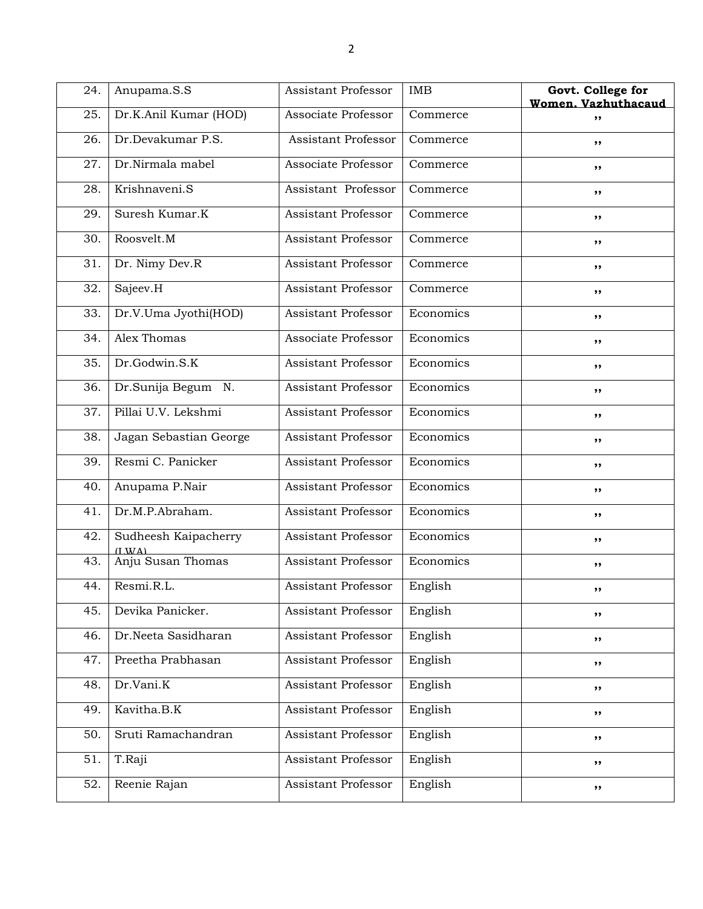| 24. | Anupama.S.S | Assistant Professor | IMB | **Govt. College for Women, Vazhuthacaud** |
|---|---|---|---|---|
| 25. | Dr.K.Anil Kumar (HOD) | Associate Professor | Commerce | ,, |
| 26. | Dr.Devakumar P.S. | Assistant Professor | Commerce | ,, |
| 27. | Dr.Nirmala mabel | Associate Professor | Commerce | ,, |
| 28. | Krishnaveni.S | Assistant Professor | Commerce | ,, |
| 29. | Suresh Kumar.K | Assistant Professor | Commerce | ,, |
| 30. | Roosvelt.M | Assistant Professor | Commerce | ,, |
| 31. | Dr. Nimy Dev.R | Assistant Professor | Commerce | ,, |
| 32. | Sajeev.H | Assistant Professor | Commerce | ,, |
| 33. | Dr.V.Uma Jyothi(HOD) | Assistant Professor | Economics | ,, |
| 34. | Alex Thomas | Associate Professor | Economics | ,, |
| 35. | Dr.Godwin.S.K | Assistant Professor | Economics | ,, |
| 36. | Dr.Sunija Begum N. | Assistant Professor | Economics | ,, |
| 37. | Pillai U.V. Lekshmi | Assistant Professor | Economics | ,, |
| 38. | Jagan Sebastian George | Assistant Professor | Economics | ,, |
| 39. | Resmi C. Panicker | Assistant Professor | Economics | ,, |
| 40. | Anupama P.Nair | Assistant Professor | Economics | ,, |
| 41. | Dr.M.P.Abraham. | Assistant Professor | Economics | ,, |
| 42. | Sudheesh Kaipacherry (LWA) | Assistant Professor | Economics | ,, |
| 43. | Anju Susan Thomas | Assistant Professor | Economics | ,, |
| 44. | Resmi.R.L. | Assistant Professor | English | ,, |
| 45. | Devika Panicker. | Assistant Professor | English | ,, |
| 46. | Dr.Neeta Sasidharan | Assistant Professor | English | ,, |
| 47. | Preetha Prabhasan | Assistant Professor | English | ,, |
| 48. | Dr.Vani.K | Assistant Professor | English | ,, |
| 49. | Kavitha.B.K | Assistant Professor | English | ,, |
| 50. | Sruti Ramachandran | Assistant Professor | English | ,, |
| 51. | T.Raji | Assistant Professor | English | ,, |
| 52. | Reenie Rajan | Assistant Professor | English | ,, |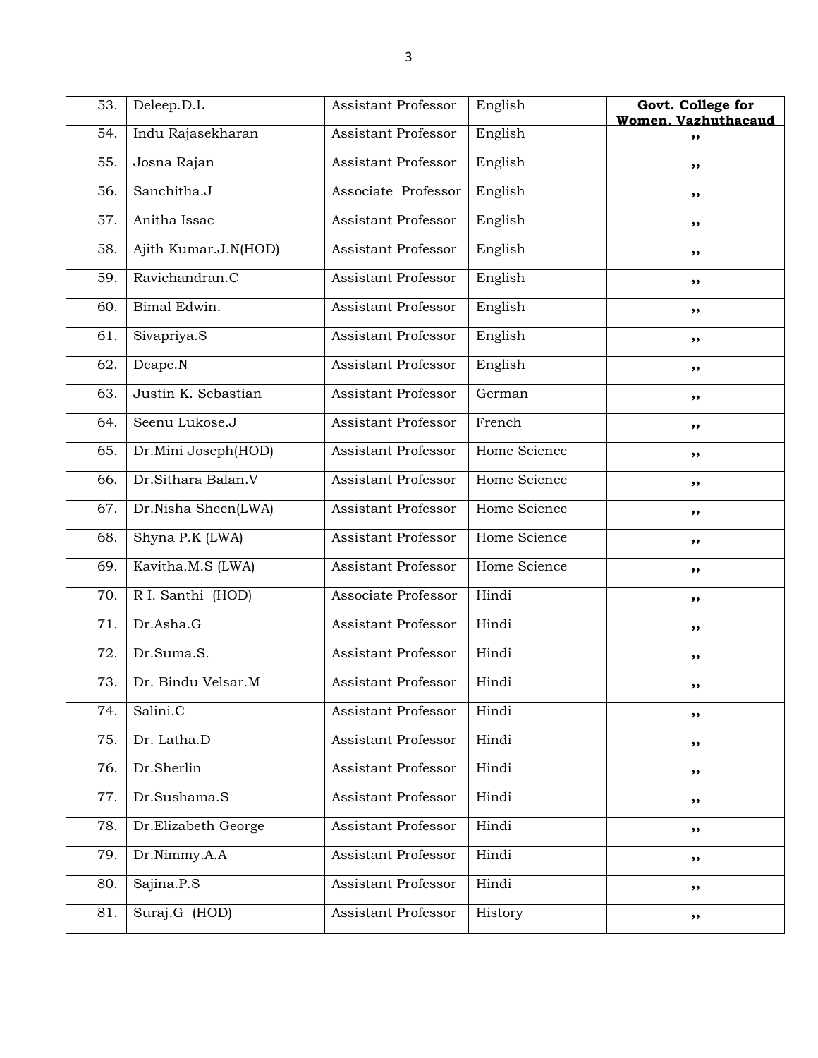| 53. | Deleep.D.L | Assistant Professor | English | **Govt. College for Women, Vazhuthacaud** |
|---|---|---|---|---|
| 54. | Indu Rajasekharan | Assistant Professor | English | ,, |
| 55. | Josna Rajan | Assistant Professor | English | ,, |
| 56. | Sanchitha.J | Associate Professor | English | ,, |
| 57. | Anitha Issac | Assistant Professor | English | ,, |
| 58. | Ajith Kumar.J.N(HOD) | Assistant Professor | English | ,, |
| 59. | Ravichandran.C | Assistant Professor | English | ,, |
| 60. | Bimal Edwin. | Assistant Professor | English | ,, |
| 61. | Sivapriya.S | Assistant Professor | English | ,, |
| 62. | Deape.N | Assistant Professor | English | ,, |
| 63. | Justin K. Sebastian | Assistant Professor | German | ,, |
| 64. | Seenu Lukose.J | Assistant Professor | French | ,, |
| 65. | Dr.Mini Joseph(HOD) | Assistant Professor | Home Science | ,, |
| 66. | Dr.Sithara Balan.V | Assistant Professor | Home Science | ,, |
| 67. | Dr.Nisha Sheen(LWA) | Assistant Professor | Home Science | ,, |
| 68. | Shyna P.K (LWA) | Assistant Professor | Home Science | ,, |
| 69. | Kavitha.M.S (LWA) | Assistant Professor | Home Science | ,, |
| 70. | R I. Santhi (HOD) | Associate Professor | Hindi | ,, |
| 71. | Dr.Asha.G | Assistant Professor | Hindi | ,, |
| 72. | Dr.Suma.S. | Assistant Professor | Hindi | ,, |
| 73. | Dr. Bindu Velsar.M | Assistant Professor | Hindi | ,, |
| 74. | Salini.C | Assistant Professor | Hindi | ,, |
| 75. | Dr. Latha.D | Assistant Professor | Hindi | ,, |
| 76. | Dr.Sherlin | Assistant Professor | Hindi | ,, |
| 77. | Dr.Sushama.S | Assistant Professor | Hindi | ,, |
| 78. | Dr.Elizabeth George | Assistant Professor | Hindi | ,, |
| 79. | Dr.Nimmy.A.A | Assistant Professor | Hindi | ,, |
| 80. | Sajina.P.S | Assistant Professor | Hindi | ,, |
| 81. | Suraj.G (HOD) | Assistant Professor | History | ,, |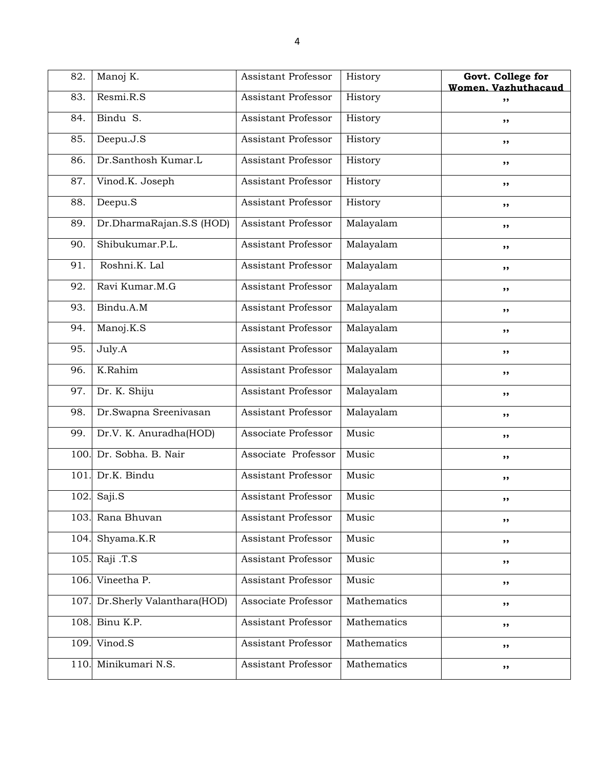| 82. | Manoj K. | Assistant Professor | History | **Govt. College for Women, Vazhuthacaud** |
|---|---|---|---|---|
| 83. | Resmi.R.S | Assistant Professor | History | ,, |
| 84. | Bindu S. | Assistant Professor | History | ,, |
| 85. | Deepu.J.S | Assistant Professor | History | ,, |
| 86. | Dr.Santhosh Kumar.L | Assistant Professor | History | ,, |
| 87. | Vinod.K. Joseph | Assistant Professor | History | ,, |
| 88. | Deepu.S | Assistant Professor | History | ,, |
| 89. | Dr.DharmaRajan.S.S (HOD) | Assistant Professor | Malayalam | ,, |
| 90. | Shibukumar.P.L. | Assistant Professor | Malayalam | ,, |
| 91. | Roshni.K. Lal | Assistant Professor | Malayalam | ,, |
| 92. | Ravi Kumar.M.G | Assistant Professor | Malayalam | ,, |
| 93. | Bindu.A.M | Assistant Professor | Malayalam | ,, |
| 94. | Manoj.K.S | Assistant Professor | Malayalam | ,, |
| 95. | July.A | Assistant Professor | Malayalam | ,, |
| 96. | K.Rahim | Assistant Professor | Malayalam | ,, |
| 97. | Dr. K. Shiju | Assistant Professor | Malayalam | ,, |
| 98. | Dr.Swapna Sreenivasan | Assistant Professor | Malayalam | ,, |
| 99. | Dr.V. K. Anuradha(HOD) | Associate Professor | Music | ,, |
| 100. | Dr. Sobha. B. Nair | Associate Professor | Music | ,, |
| 101. | Dr.K. Bindu | Assistant Professor | Music | ,, |
| 102. | Saji.S | Assistant Professor | Music | ,, |
| 103. | Rana Bhuvan | Assistant Professor | Music | ,, |
| 104. | Shyama.K.R | Assistant Professor | Music | ,, |
| 105. | Raji .T.S | Assistant Professor | Music | ,, |
| 106. | Vineetha P. | Assistant Professor | Music | ,, |
| 107. | Dr.Sherly Valanthara(HOD) | Associate Professor | Mathematics | ,, |
| 108. | Binu K.P. | Assistant Professor | Mathematics | ,, |
| 109. | Vinod.S | Assistant Professor | Mathematics | ,, |
| 110. | Minikumari N.S. | Assistant Professor | Mathematics | ,, |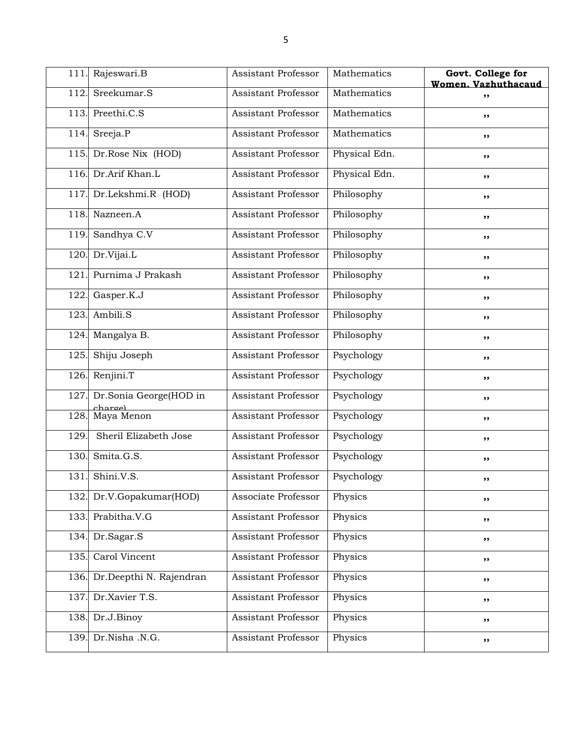| 111. | Rajeswari.B | Assistant Professor | Mathematics | **Govt. College for Women, Vazhuthacaud** |
|---|---|---|---|---|
| 112. | Sreekumar.S | Assistant Professor | Mathematics | ,, |
| 113. | Preethi.C.S | Assistant Professor | Mathematics | ,, |
| 114. | Sreeja.P | Assistant Professor | Mathematics | ,, |
| 115. | Dr.Rose Nix (HOD) | Assistant Professor | Physical Edn. | ,, |
| 116. | Dr.Arif Khan.L | Assistant Professor | Physical Edn. | ,, |
| 117. | Dr.Lekshmi.R (HOD) | Assistant Professor | Philosophy | ,, |
| 118. | Nazneen.A | Assistant Professor | Philosophy | ,, |
| 119. | Sandhya C.V | Assistant Professor | Philosophy | ,, |
| 120. | Dr.Vijai.L | Assistant Professor | Philosophy | ,, |
| 121. | Purnima J Prakash | Assistant Professor | Philosophy | ,, |
| 122. | Gasper.K.J | Assistant Professor | Philosophy | ,, |
| 123. | Ambili.S | Assistant Professor | Philosophy | ,, |
| 124. | Mangalya B. | Assistant Professor | Philosophy | ,, |
| 125. | Shiju Joseph | Assistant Professor | Psychology | ,, |
| 126. | Renjini.T | Assistant Professor | Psychology | ,, |
| 127. | Dr.Sonia George(HOD in charge) | Assistant Professor | Psychology | ,, |
| 128. | Maya Menon | Assistant Professor | Psychology | ,, |
| 129. | Sheril Elizabeth Jose | Assistant Professor | Psychology | ,, |
| 130. | Smita.G.S. | Assistant Professor | Psychology | ,, |
| 131. | Shini.V.S. | Assistant Professor | Psychology | ,, |
| 132. | Dr.V.Gopakumar(HOD) | Associate Professor | Physics | ,, |
| 133. | Prabitha.V.G | Assistant Professor | Physics | ,, |
| 134. | Dr.Sagar.S | Assistant Professor | Physics | ,, |
| 135. | Carol Vincent | Assistant Professor | Physics | ,, |
| 136. | Dr.Deepthi N. Rajendran | Assistant Professor | Physics | ,, |
| 137. | Dr.Xavier T.S. | Assistant Professor | Physics | ,, |
| 138. | Dr.J.Binoy | Assistant Professor | Physics | ,, |
| 139. | Dr.Nisha .N.G. | Assistant Professor | Physics | ,, |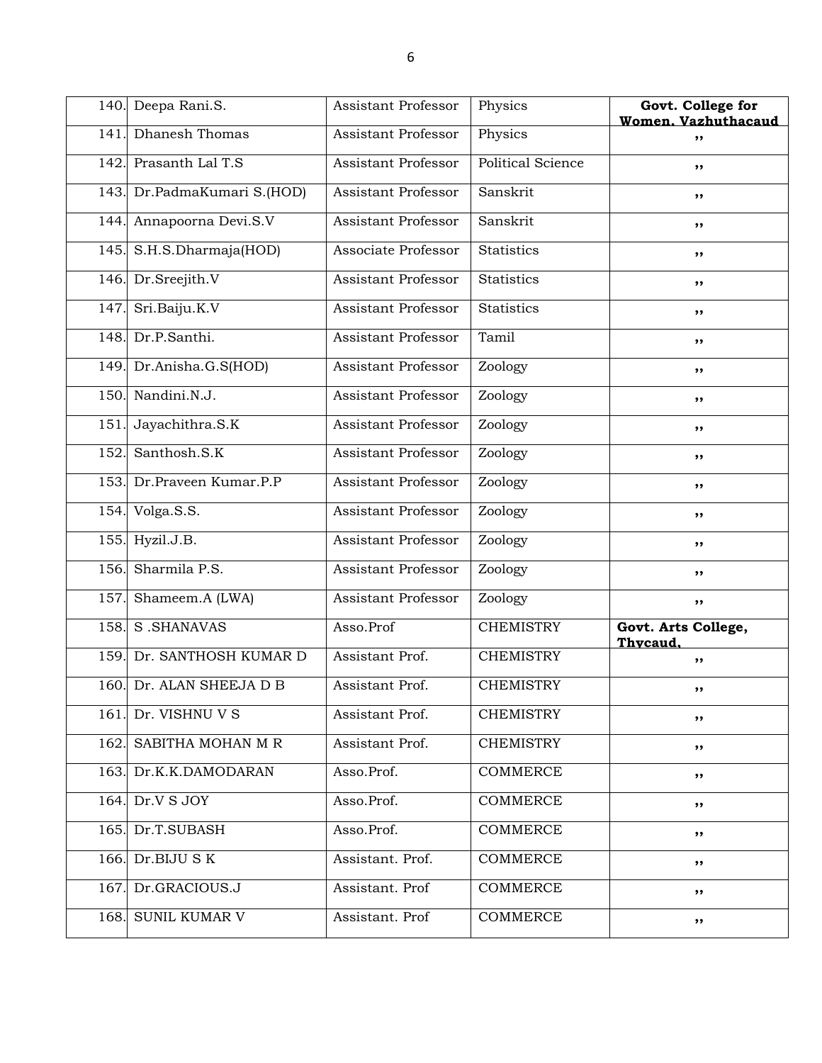| | | | | |
|---|---|---|---|---|
| 140. | Deepa Rani.S. | Assistant Professor | Physics | **Govt. College for Women, Vazhuthacaud** |
| 141. | Dhanesh Thomas | Assistant Professor | Physics | ,, |
| 142. | Prasanth Lal T.S | Assistant Professor | Political Science | ,, |
| 143. | Dr.PadmaKumari S.(HOD) | Assistant Professor | Sanskrit | ,, |
| 144. | Annapoorna Devi.S.V | Assistant Professor | Sanskrit | ,, |
| 145. | S.H.S.Dharmaja(HOD) | Associate Professor | Statistics | ,, |
| 146. | Dr.Sreejith.V | Assistant Professor | Statistics | ,, |
| 147. | Sri.Baiju.K.V | Assistant Professor | Statistics | ,, |
| 148. | Dr.P.Santhi. | Assistant Professor | Tamil | ,, |
| 149. | Dr.Anisha.G.S(HOD) | Assistant Professor | Zoology | ,, |
| 150. | Nandini.N.J. | Assistant Professor | Zoology | ,, |
| 151. | Jayachithra.S.K | Assistant Professor | Zoology | ,, |
| 152. | Santhosh.S.K | Assistant Professor | Zoology | ,, |
| 153. | Dr.Praveen Kumar.P.P | Assistant Professor | Zoology | ,, |
| 154. | Volga.S.S. | Assistant Professor | Zoology | ,, |
| 155. | Hyzil.J.B. | Assistant Professor | Zoology | ,, |
| 156. | Sharmila P.S. | Assistant Professor | Zoology | ,, |
| 157. | Shameem.A (LWA) | Assistant Professor | Zoology | ,, |
| 158. | S .SHANAVAS | Asso.Prof | CHEMISTRY | **Govt. Arts College, Thycaud,** |
| 159. | Dr. SANTHOSH KUMAR D | Assistant Prof. | CHEMISTRY | ,, |
| 160. | Dr. ALAN SHEEJA D B | Assistant Prof. | CHEMISTRY | ,, |
| 161. | Dr. VISHNU V S | Assistant Prof. | CHEMISTRY | ,, |
| 162. | SABITHA MOHAN M R | Assistant Prof. | CHEMISTRY | ,, |
| 163. | Dr.K.K.DAMODARAN | Asso.Prof. | COMMERCE | ,, |
| 164. | Dr.V S JOY | Asso.Prof. | COMMERCE | ,, |
| 165. | Dr.T.SUBASH | Asso.Prof. | COMMERCE | ,, |
| 166. | Dr.BIJU S K | Assistant. Prof. | COMMERCE | ,, |
| 167. | Dr.GRACIOUS.J | Assistant. Prof | COMMERCE | ,, |
| 168. | SUNIL KUMAR V | Assistant. Prof | COMMERCE | ,, |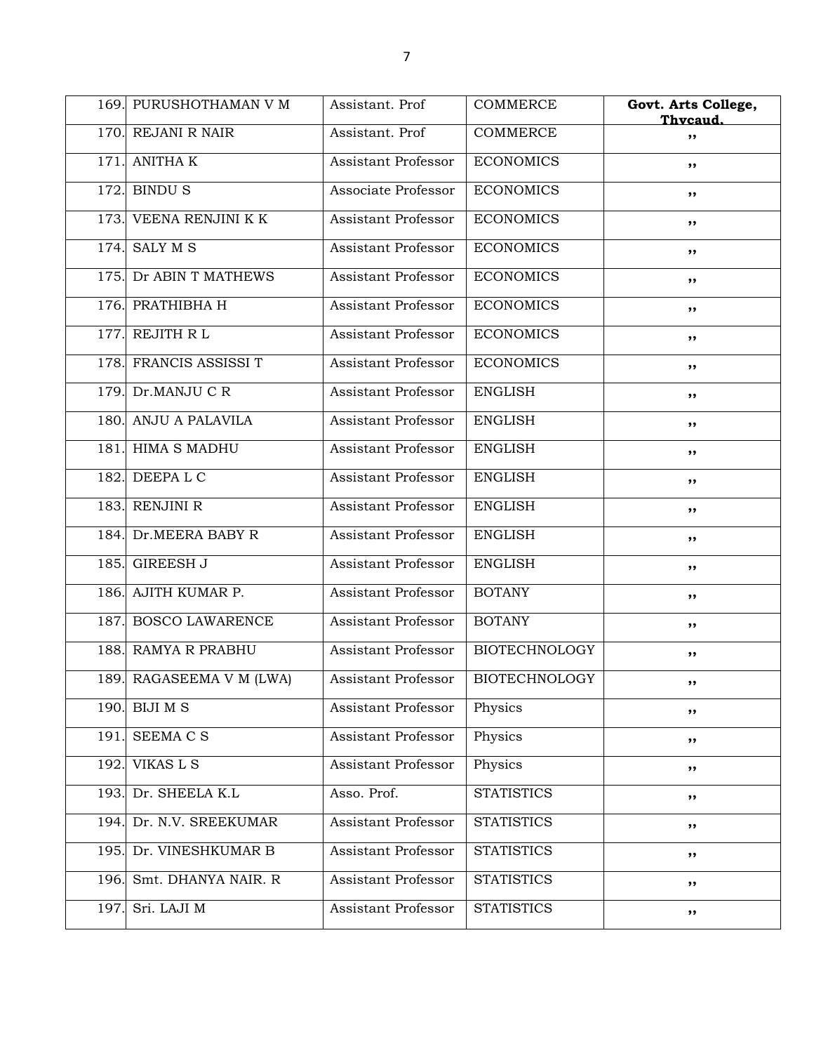| 169. | PURUSHOTHAMAN V M | Assistant. Prof | COMMERCE | **Govt. Arts College, Thycaud.** |
|---|---|---|---|---|
| 170. | REJANI R NAIR | Assistant. Prof | COMMERCE | ,, |
| 171. | ANITHA K | Assistant Professor | ECONOMICS | ,, |
| 172. | BINDU S | Associate Professor | ECONOMICS | ,, |
| 173. | VEENA RENJINI K K | Assistant Professor | ECONOMICS | ,, |
| 174. | SALY M S | Assistant Professor | ECONOMICS | ,, |
| 175. | Dr ABIN T MATHEWS | Assistant Professor | ECONOMICS | ,, |
| 176. | PRATHIBHA H | Assistant Professor | ECONOMICS | ,, |
| 177. | REJITH R L | Assistant Professor | ECONOMICS | ,, |
| 178. | FRANCIS ASSISSI T | Assistant Professor | ECONOMICS | ,, |
| 179. | Dr.MANJU C R | Assistant Professor | ENGLISH | ,, |
| 180. | ANJU A PALAVILA | Assistant Professor | ENGLISH | ,, |
| 181. | HIMA S MADHU | Assistant Professor | ENGLISH | ,, |
| 182. | DEEPA L C | Assistant Professor | ENGLISH | ,, |
| 183. | RENJINI R | Assistant Professor | ENGLISH | ,, |
| 184. | Dr.MEERA BABY R | Assistant Professor | ENGLISH | ,, |
| 185. | GIREESH J | Assistant Professor | ENGLISH | ,, |
| 186. | AJITH KUMAR P. | Assistant Professor | BOTANY | ,, |
| 187. | BOSCO LAWARENCE | Assistant Professor | BOTANY | ,, |
| 188. | RAMYA R PRABHU | Assistant Professor | BIOTECHNOLOGY | ,, |
| 189. | RAGASEEMA V M (LWA) | Assistant Professor | BIOTECHNOLOGY | ,, |
| 190. | BIJI M S | Assistant Professor | Physics | ,, |
| 191. | SEEMA C S | Assistant Professor | Physics | ,, |
| 192. | VIKAS L S | Assistant Professor | Physics | ,, |
| 193. | Dr. SHEELA K.L | Asso. Prof. | STATISTICS | ,, |
| 194. | Dr. N.V. SREEKUMAR | Assistant Professor | STATISTICS | ,, |
| 195. | Dr. VINESHKUMAR B | Assistant Professor | STATISTICS | ,, |
| 196. | Smt. DHANYA NAIR. R | Assistant Professor | STATISTICS | ,, |
| 197. | Sri. LAJI M | Assistant Professor | STATISTICS | ,, |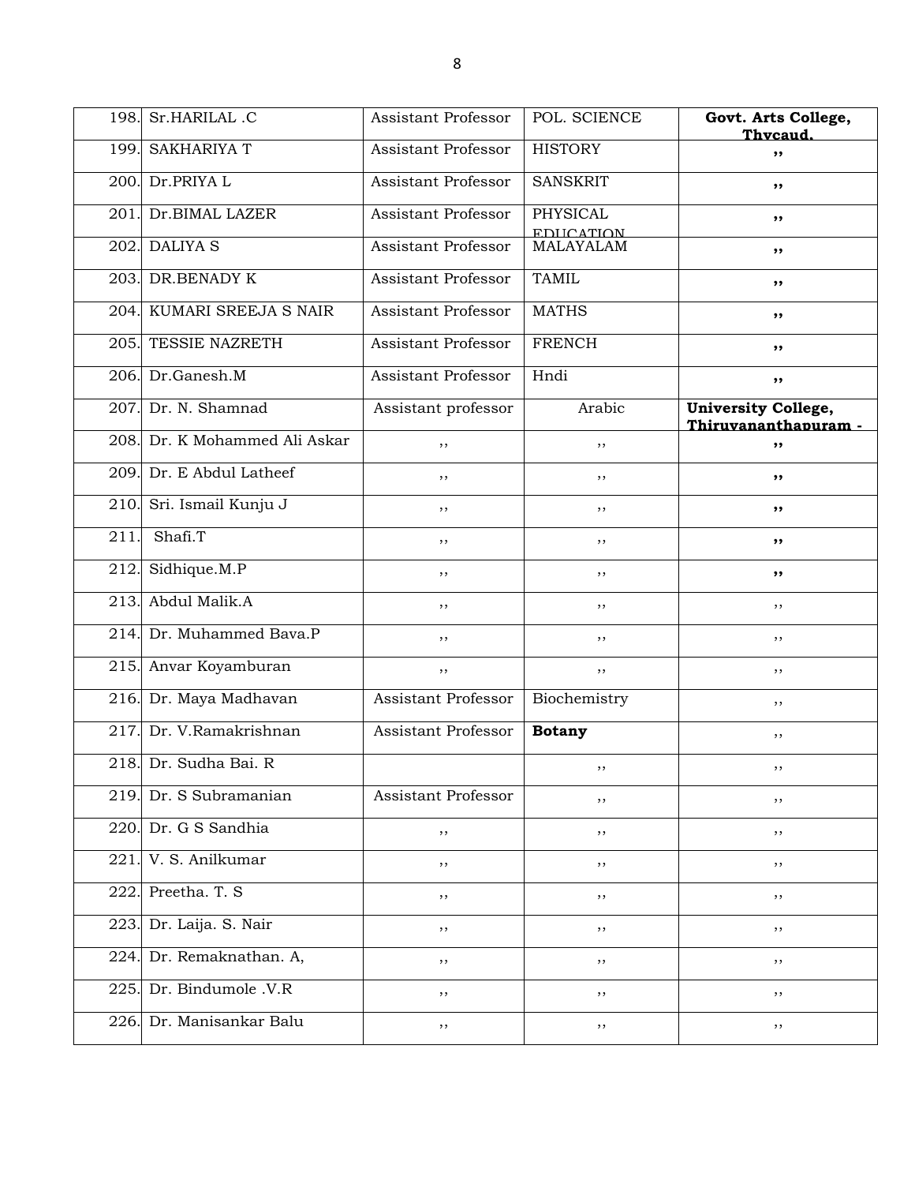| 198. | Sr.HARILAL .C | Assistant Professor | POL. SCIENCE | **Govt. Arts College, Thycaud.** |
|---|---|---|---|---|
| 199. | SAKHARIYA T | Assistant Professor | HISTORY | **,,** |
| 200. | Dr.PRIYA L | Assistant Professor | SANSKRIT | **,,** |
| 201. | Dr.BIMAL LAZER | Assistant Professor | PHYSICAL EDUCATION | **,,** |
| 202. | DALIYA S | Assistant Professor | MALAYALAM | **,,** |
| 203. | DR.BENADY K | Assistant Professor | TAMIL | **,,** |
| 204. | KUMARI SREEJA S NAIR | Assistant Professor | MATHS | **,,** |
| 205. | TESSIE NAZRETH | Assistant Professor | FRENCH | **,,** |
| 206. | Dr.Ganesh.M | Assistant Professor | Hndi | **,,** |
| 207. | Dr. N. Shamnad | Assistant professor | Arabic | **University College, Thiruvananthapuram -** |
| 208. | Dr. K Mohammed Ali Askar | ,, | ,, | **,,** |
| 209. | Dr. E Abdul Latheef | ,, | ,, | **,,** |
| 210. | Sri. Ismail Kunju J | ,, | ,, | **,,** |
| 211. | Shafi.T | ,, | ,, | **,,** |
| 212. | Sidhique.M.P | ,, | ,, | **,,** |
| 213. | Abdul Malik.A | ,, | ,, | ,, |
| 214. | Dr. Muhammed Bava.P | ,, | ,, | ,, |
| 215. | Anvar Koyamburan | ,, | ,, | ,, |
| 216. | Dr. Maya Madhavan | Assistant Professor | Biochemistry | ,, |
| 217. | Dr. V.Ramakrishnan | Assistant Professor | **Botany** | ,, |
| 218. | Dr. Sudha Bai. R | | ,, | ,, |
| 219. | Dr. S Subramanian | Assistant Professor | ,, | ,, |
| 220. | Dr. G S Sandhia | ,, | ,, | ,, |
| 221. | V. S. Anilkumar | ,, | ,, | ,, |
| 222. | Preetha. T. S | ,, | ,, | ,, |
| 223. | Dr. Laija. S. Nair | ,, | ,, | ,, |
| 224. | Dr. Remaknathan. A, | ,, | ,, | ,, |
| 225. | Dr. Bindumole .V.R | ,, | ,, | ,, |
| 226. | Dr. Manisankar Balu | ,, | ,, | ,, |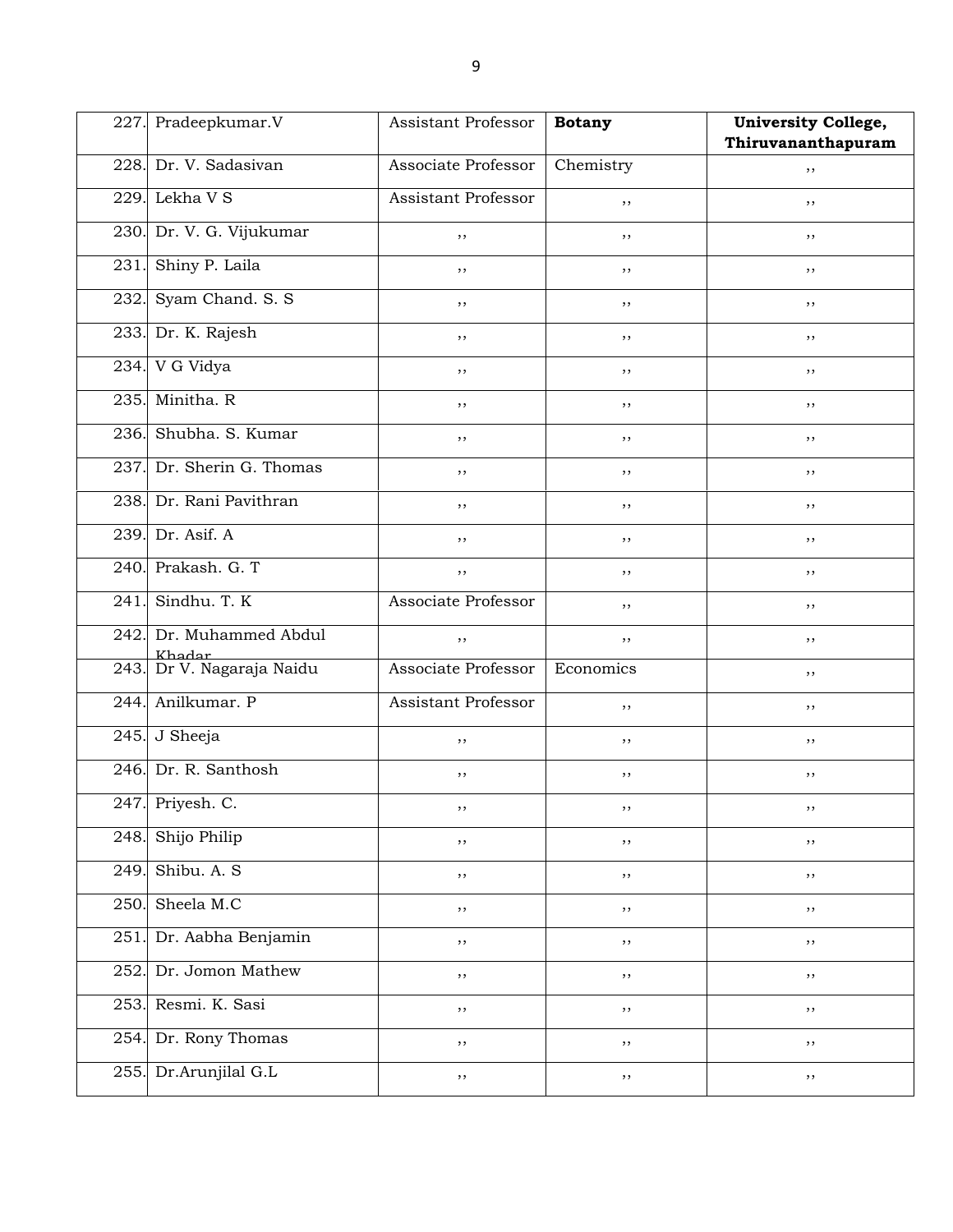| | | | | |
|---|---|---|---|---|
| 227. | Pradeepkumar.V | Assistant Professor | **Botany** | **University College, Thiruvananthapuram** |
| 228. | Dr. V. Sadasivan | Associate Professor | Chemistry | ,, |
| 229. | Lekha V S | Assistant Professor | ,, | ,, |
| 230. | Dr. V. G. Vijukumar | ,, | ,, | ,, |
| 231. | Shiny P. Laila | ,, | ,, | ,, |
| 232. | Syam Chand. S. S | ,, | ,, | ,, |
| 233. | Dr. K. Rajesh | ,, | ,, | ,, |
| 234. | V G Vidya | ,, | ,, | ,, |
| 235. | Minitha. R | ,, | ,, | ,, |
| 236. | Shubha. S. Kumar | ,, | ,, | ,, |
| 237. | Dr. Sherin G. Thomas | ,, | ,, | ,, |
| 238. | Dr. Rani Pavithran | ,, | ,, | ,, |
| 239. | Dr. Asif. A | ,, | ,, | ,, |
| 240. | Prakash. G. T | ,, | ,, | ,, |
| 241. | Sindhu. T. K | Associate Professor | ,, | ,, |
| 242. | Dr. Muhammed Abdul Khadar | ,, | ,, | ,, |
| 243. | Dr V. Nagaraja Naidu | Associate Professor | Economics | ,, |
| 244. | Anilkumar. P | Assistant Professor | ,, | ,, |
| 245. | J Sheeja | ,, | ,, | ,, |
| 246. | Dr. R. Santhosh | ,, | ,, | ,, |
| 247. | Priyesh. C. | ,, | ,, | ,, |
| 248. | Shijo Philip | ,, | ,, | ,, |
| 249. | Shibu. A. S | ,, | ,, | ,, |
| 250. | Sheela M.C | ,, | ,, | ,, |
| 251. | Dr. Aabha Benjamin | ,, | ,, | ,, |
| 252. | Dr. Jomon Mathew | ,, | ,, | ,, |
| 253. | Resmi. K. Sasi | ,, | ,, | ,, |
| 254. | Dr. Rony Thomas | ,, | ,, | ,, |
| 255. | Dr.Arunjilal G.L | ,, | ,, | ,, |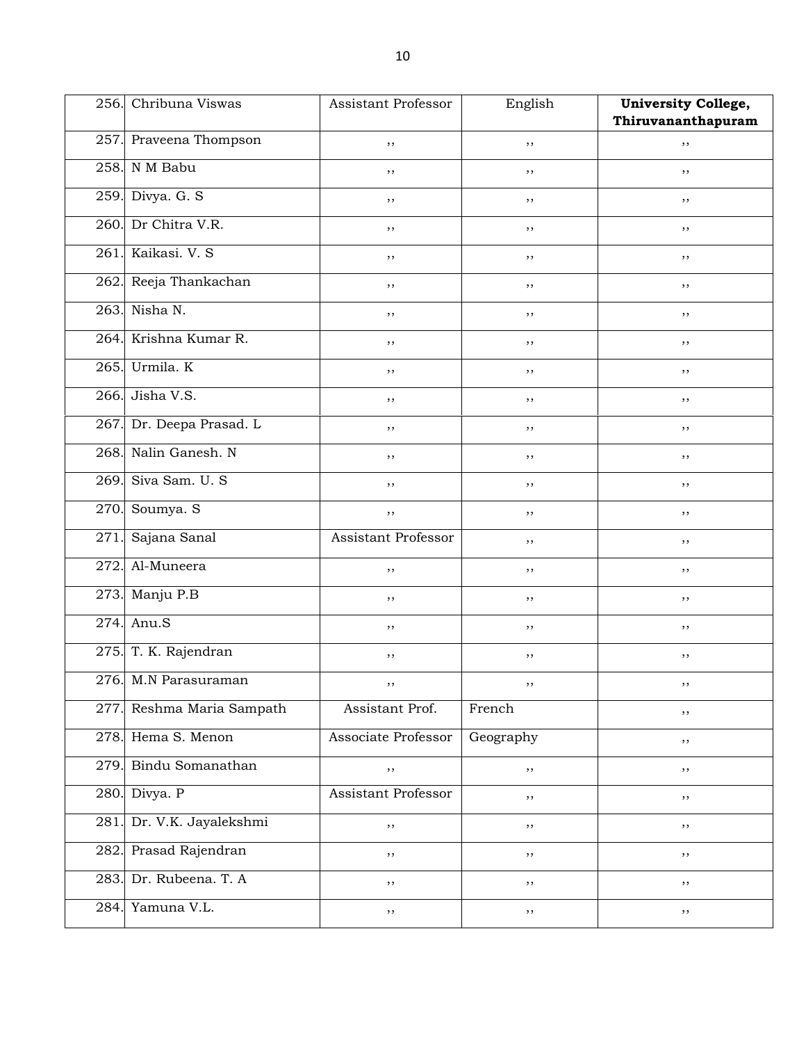| 256. | Chribuna Viswas | Assistant Professor | English | **University College, Thiruvananthapuram** |
|---|---|---|---|---|
| 257. | Praveena Thompson | ,, | ,, | ,, |
| 258. | N M Babu | ,, | ,, | ,, |
| 259. | Divya. G. S | ,, | ,, | ,, |
| 260. | Dr Chitra V.R. | ,, | ,, | ,, |
| 261. | Kaikasi. V. S | ,, | ,, | ,, |
| 262. | Reeja Thankachan | ,, | ,, | ,, |
| 263. | Nisha N. | ,, | ,, | ,, |
| 264. | Krishna Kumar R. | ,, | ,, | ,, |
| 265. | Urmila. K | ,, | ,, | ,, |
| 266. | Jisha V.S. | ,, | ,, | ,, |
| 267. | Dr. Deepa Prasad. L | ,, | ,, | ,, |
| 268. | Nalin Ganesh. N | ,, | ,, | ,, |
| 269. | Siva Sam. U. S | ,, | ,, | ,, |
| 270. | Soumya. S | ,, | ,, | ,, |
| 271. | Sajana Sanal | Assistant Professor | ,, | ,, |
| 272. | Al-Muneera | ,, | ,, | ,, |
| 273. | Manju P.B | ,, | ,, | ,, |
| 274. | Anu.S | ,, | ,, | ,, |
| 275. | T. K. Rajendran | ,, | ,, | ,, |
| 276. | M.N Parasuraman | ,, | ,, | ,, |
| 277. | Reshma Maria Sampath | Assistant Prof. | French | ,, |
| 278. | Hema S. Menon | Associate Professor | Geography | ,, |
| 279. | Bindu Somanathan | ,, | ,, | ,, |
| 280. | Divya. P | Assistant Professor | ,, | ,, |
| 281. | Dr. V.K. Jayalekshmi | ,, | ,, | ,, |
| 282. | Prasad Rajendran | ,, | ,, | ,, |
| 283. | Dr. Rubeena. T. A | ,, | ,, | ,, |
| 284. | Yamuna V.L. | ,, | ,, | ,, |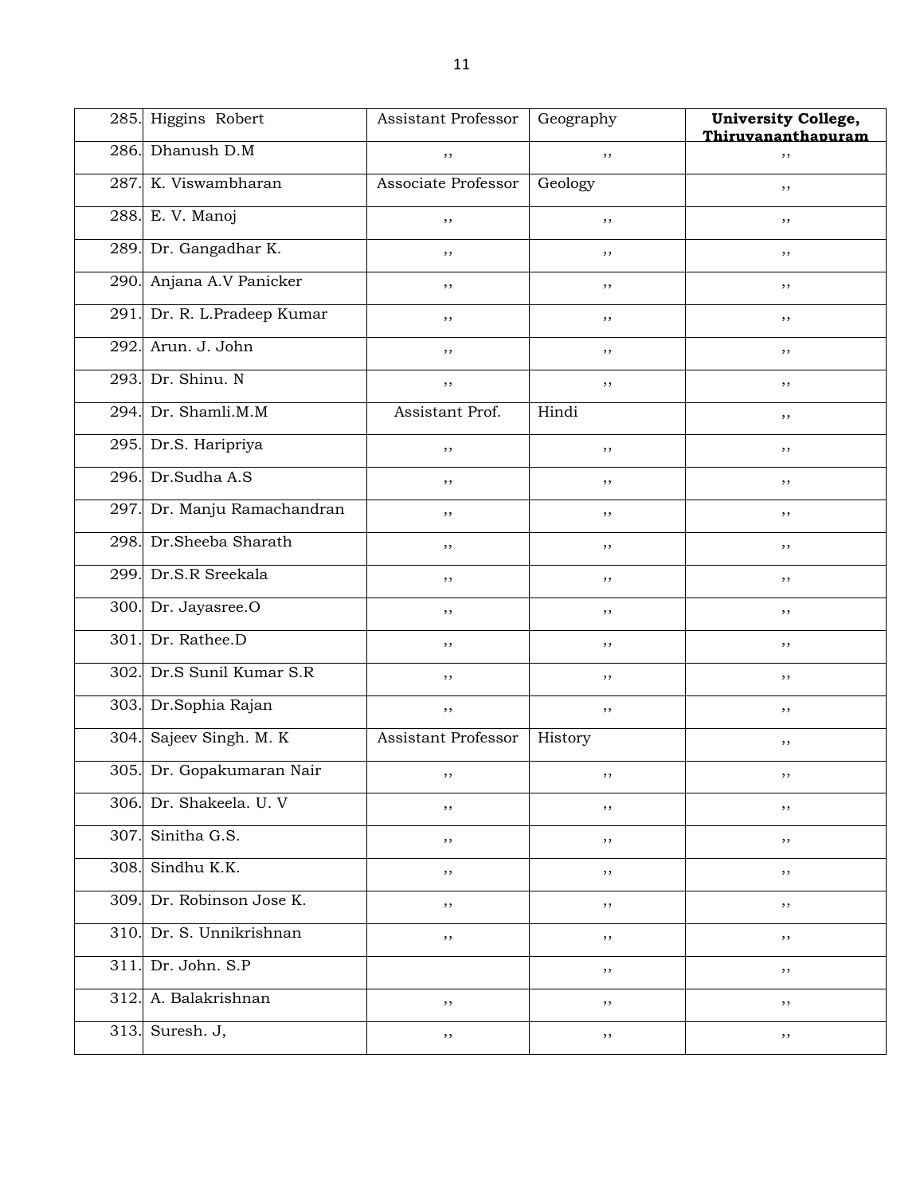| 285. | Higgins Robert | Assistant Professor | Geography | **University College, Thiruvananthapuram** |
|---|---|---|---|---|
| 286. | Dhanush D.M | ,, | ,, | ,, |
| 287. | K. Viswambharan | Associate Professor | Geology | ,, |
| 288. | E. V. Manoj | ,, | ,, | ,, |
| 289. | Dr. Gangadhar K. | ,, | ,, | ,, |
| 290. | Anjana A.V Panicker | ,, | ,, | ,, |
| 291. | Dr. R. L.Pradeep Kumar | ,, | ,, | ,, |
| 292. | Arun. J. John | ,, | ,, | ,, |
| 293. | Dr. Shinu. N | ,, | ,, | ,, |
| 294. | Dr. Shamli.M.M | Assistant Prof. | Hindi | ,, |
| 295. | Dr.S. Haripriya | ,, | ,, | ,, |
| 296. | Dr.Sudha A.S | ,, | ,, | ,, |
| 297. | Dr. Manju Ramachandran | ,, | ,, | ,, |
| 298. | Dr.Sheeba Sharath | ,, | ,, | ,, |
| 299. | Dr.S.R Sreekala | ,, | ,, | ,, |
| 300. | Dr. Jayasree.O | ,, | ,, | ,, |
| 301. | Dr. Rathee.D | ,, | ,, | ,, |
| 302. | Dr.S Sunil Kumar S.R | ,, | ,, | ,, |
| 303. | Dr.Sophia Rajan | ,, | ,, | ,, |
| 304. | Sajeev Singh. M. K | Assistant Professor | History | ,, |
| 305. | Dr. Gopakumaran Nair | ,, | ,, | ,, |
| 306. | Dr. Shakeela. U. V | ,, | ,, | ,, |
| 307. | Sinitha G.S. | ,, | ,, | ,, |
| 308. | Sindhu K.K. | ,, | ,, | ,, |
| 309. | Dr. Robinson Jose K. | ,, | ,, | ,, |
| 310. | Dr. S. Unnikrishnan | ,, | ,, | ,, |
| 311. | Dr. John. S.P | | ,, | ,, |
| 312. | A. Balakrishnan | ,, | ,, | ,, |
| 313. | Suresh. J, | ,, | ,, | ,, |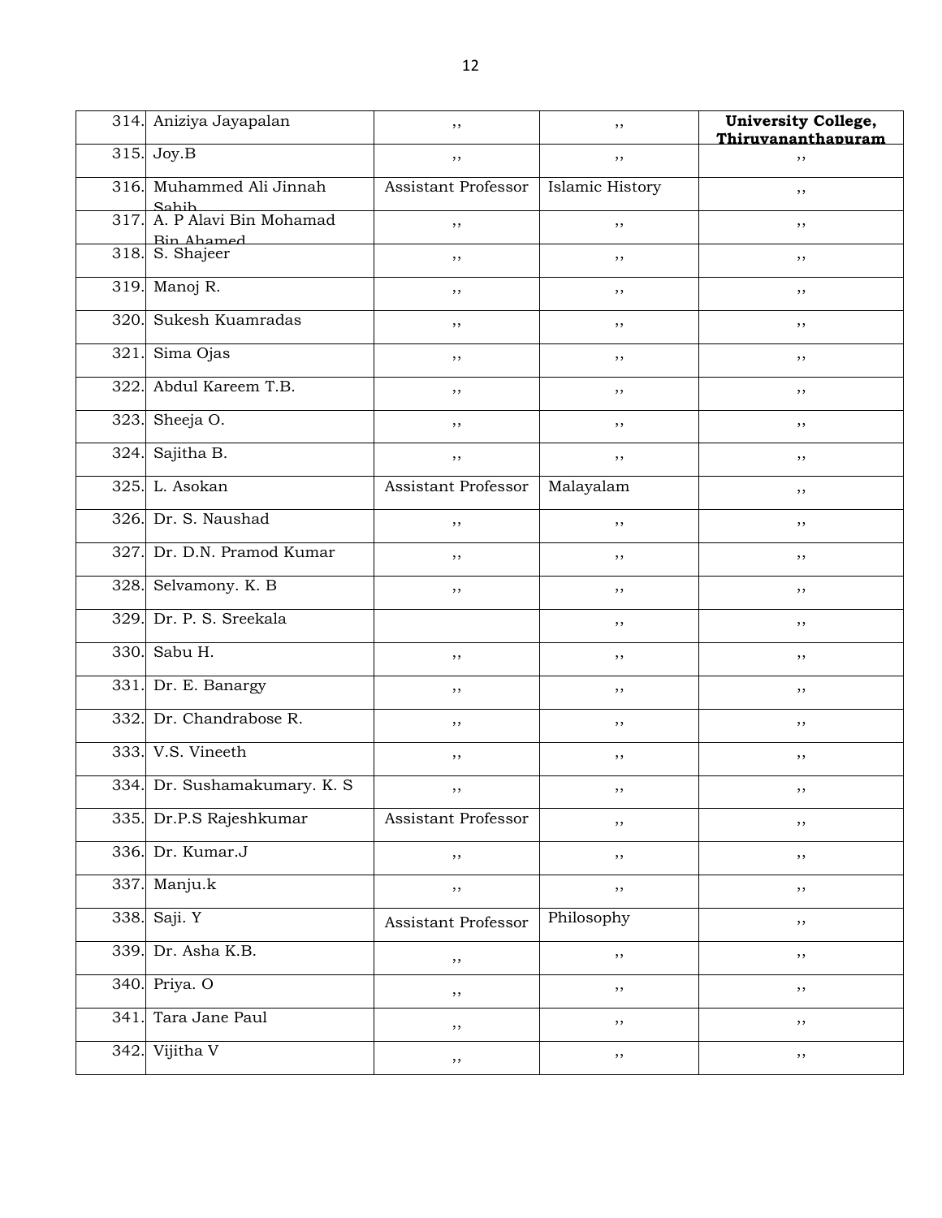| | | | | |
|---|---|---|---|---|
| 314. | Aniziya Jayapalan | ,, | ,, | **University College, Thiruvananthapuram** |
| 315. | Joy.B | ,, | ,, | ,, |
| 316. | Muhammed Ali Jinnah Sahib | Assistant Professor | Islamic History | ,, |
| 317. | A. P Alavi Bin Mohamad Bin Ahamed | ,, | ,, | ,, |
| 318. | S. Shajeer | ,, | ,, | ,, |
| 319. | Manoj R. | ,, | ,, | ,, |
| 320. | Sukesh Kuamradas | ,, | ,, | ,, |
| 321. | Sima Ojas | ,, | ,, | ,, |
| 322. | Abdul Kareem T.B. | ,, | ,, | ,, |
| 323. | Sheeja O. | ,, | ,, | ,, |
| 324. | Sajitha B. | ,, | ,, | ,, |
| 325. | L. Asokan | Assistant Professor | Malayalam | ,, |
| 326. | Dr. S. Naushad | ,, | ,, | ,, |
| 327. | Dr. D.N. Pramod Kumar | ,, | ,, | ,, |
| 328. | Selvamony. K. B | ,, | ,, | ,, |
| 329. | Dr. P. S. Sreekala | | ,, | ,, |
| 330. | Sabu H. | ,, | ,, | ,, |
| 331. | Dr. E. Banargy | ,, | ,, | ,, |
| 332. | Dr. Chandrabose R. | ,, | ,, | ,, |
| 333. | V.S. Vineeth | ,, | ,, | ,, |
| 334. | Dr. Sushamakumary. K. S | ,, | ,, | ,, |
| 335. | Dr.P.S Rajeshkumar | Assistant Professor | ,, | ,, |
| 336. | Dr. Kumar.J | ,, | ,, | ,, |
| 337. | Manju.k | ,, | ,, | ,, |
| 338. | Saji. Y | Assistant Professor | Philosophy | ,, |
| 339. | Dr. Asha K.B. | ,, | ,, | ,, |
| 340. | Priya. O | ,, | ,, | ,, |
| 341. | Tara Jane Paul | ,, | ,, | ,, |
| 342. | Vijitha V | ,, | ,, | ,, |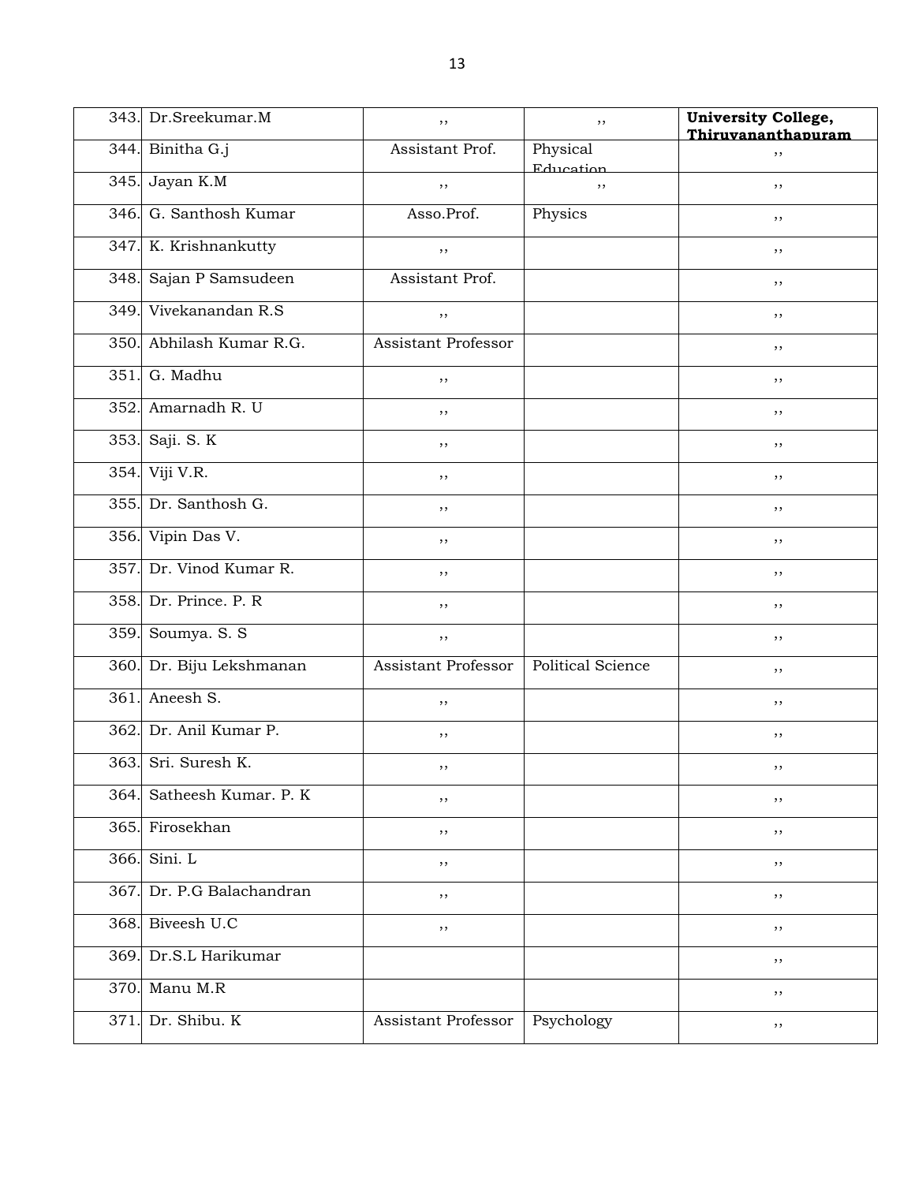| | | | | |
|---|---|---|---|---|
| 343. | Dr.Sreekumar.M | ,, | ,, | **University College, Thiruvananthapuram** |
| 344. | Binitha G.j | Assistant Prof. | Physical Education | ,, |
| 345. | Jayan K.M | ,, | ,, | ,, |
| 346. | G. Santhosh Kumar | Asso.Prof. | Physics | ,, |
| 347. | K. Krishnankutty | ,, | | ,, |
| 348. | Sajan P Samsudeen | Assistant Prof. | | ,, |
| 349. | Vivekanandan R.S | ,, | | ,, |
| 350. | Abhilash Kumar R.G. | Assistant Professor | | ,, |
| 351. | G. Madhu | ,, | | ,, |
| 352. | Amarnadh R. U | ,, | | ,, |
| 353. | Saji. S. K | ,, | | ,, |
| 354. | Viji V.R. | ,, | | ,, |
| 355. | Dr. Santhosh G. | ,, | | ,, |
| 356. | Vipin Das V. | ,, | | ,, |
| 357. | Dr. Vinod Kumar R. | ,, | | ,, |
| 358. | Dr. Prince. P. R | ,, | | ,, |
| 359. | Soumya. S. S | ,, | | ,, |
| 360. | Dr. Biju Lekshmanan | Assistant Professor | Political Science | ,, |
| 361. | Aneesh S. | ,, | | ,, |
| 362. | Dr. Anil Kumar P. | ,, | | ,, |
| 363. | Sri. Suresh K. | ,, | | ,, |
| 364. | Satheesh Kumar. P. K | ,, | | ,, |
| 365. | Firosekhan | ,, | | ,, |
| 366. | Sini. L | ,, | | ,, |
| 367. | Dr. P.G Balachandran | ,, | | ,, |
| 368. | Biveesh U.C | ,, | | ,, |
| 369. | Dr.S.L Harikumar | | | ,, |
| 370. | Manu M.R | | | ,, |
| 371. | Dr. Shibu. K | Assistant Professor | Psychology | ,, |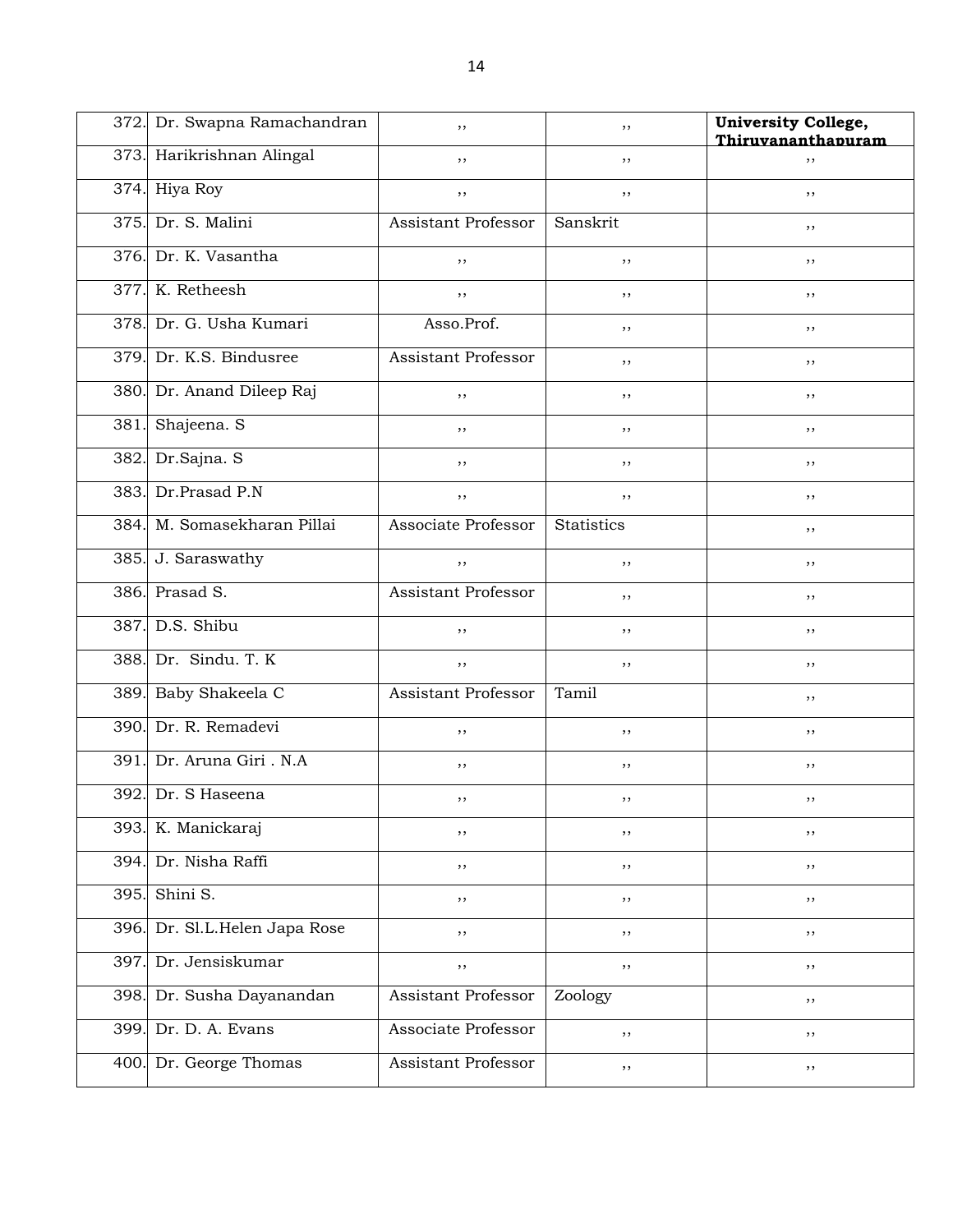| | | | | |
|---|---|---|---|---|
| 372. | Dr. Swapna Ramachandran | ,, | ,, | **University College, Thiruvananthapuram** |
| 373. | Harikrishnan Alingal | ,, | ,, | ,, |
| 374. | Hiya Roy | ,, | ,, | ,, |
| 375. | Dr. S. Malini | Assistant Professor | Sanskrit | ,, |
| 376. | Dr. K. Vasantha | ,, | ,, | ,, |
| 377. | K. Retheesh | ,, | ,, | ,, |
| 378. | Dr. G. Usha Kumari | Asso.Prof. | ,, | ,, |
| 379. | Dr. K.S. Bindusree | Assistant Professor | ,, | ,, |
| 380. | Dr. Anand Dileep Raj | ,, | ,, | ,, |
| 381. | Shajeena. S | ,, | ,, | ,, |
| 382. | Dr.Sajna. S | ,, | ,, | ,, |
| 383. | Dr.Prasad P.N | ,, | ,, | ,, |
| 384. | M. Somasekharan Pillai | Associate Professor | Statistics | ,, |
| 385. | J. Saraswathy | ,, | ,, | ,, |
| 386. | Prasad S. | Assistant Professor | ,, | ,, |
| 387. | D.S. Shibu | ,, | ,, | ,, |
| 388. | Dr. Sindu. T. K | ,, | ,, | ,, |
| 389. | Baby Shakeela C | Assistant Professor | Tamil | ,, |
| 390. | Dr. R. Remadevi | ,, | ,, | ,, |
| 391. | Dr. Aruna Giri . N.A | ,, | ,, | ,, |
| 392. | Dr. S Haseena | ,, | ,, | ,, |
| 393. | K. Manickaraj | ,, | ,, | ,, |
| 394. | Dr. Nisha Raffi | ,, | ,, | ,, |
| 395. | Shini S. | ,, | ,, | ,, |
| 396. | Dr. Sl.L.Helen Japa Rose | ,, | ,, | ,, |
| 397. | Dr. Jensiskumar | ,, | ,, | ,, |
| 398. | Dr. Susha Dayanandan | Assistant Professor | Zoology | ,, |
| 399. | Dr. D. A. Evans | Associate Professor | ,, | ,, |
| 400. | Dr. George Thomas | Assistant Professor | ,, | ,, |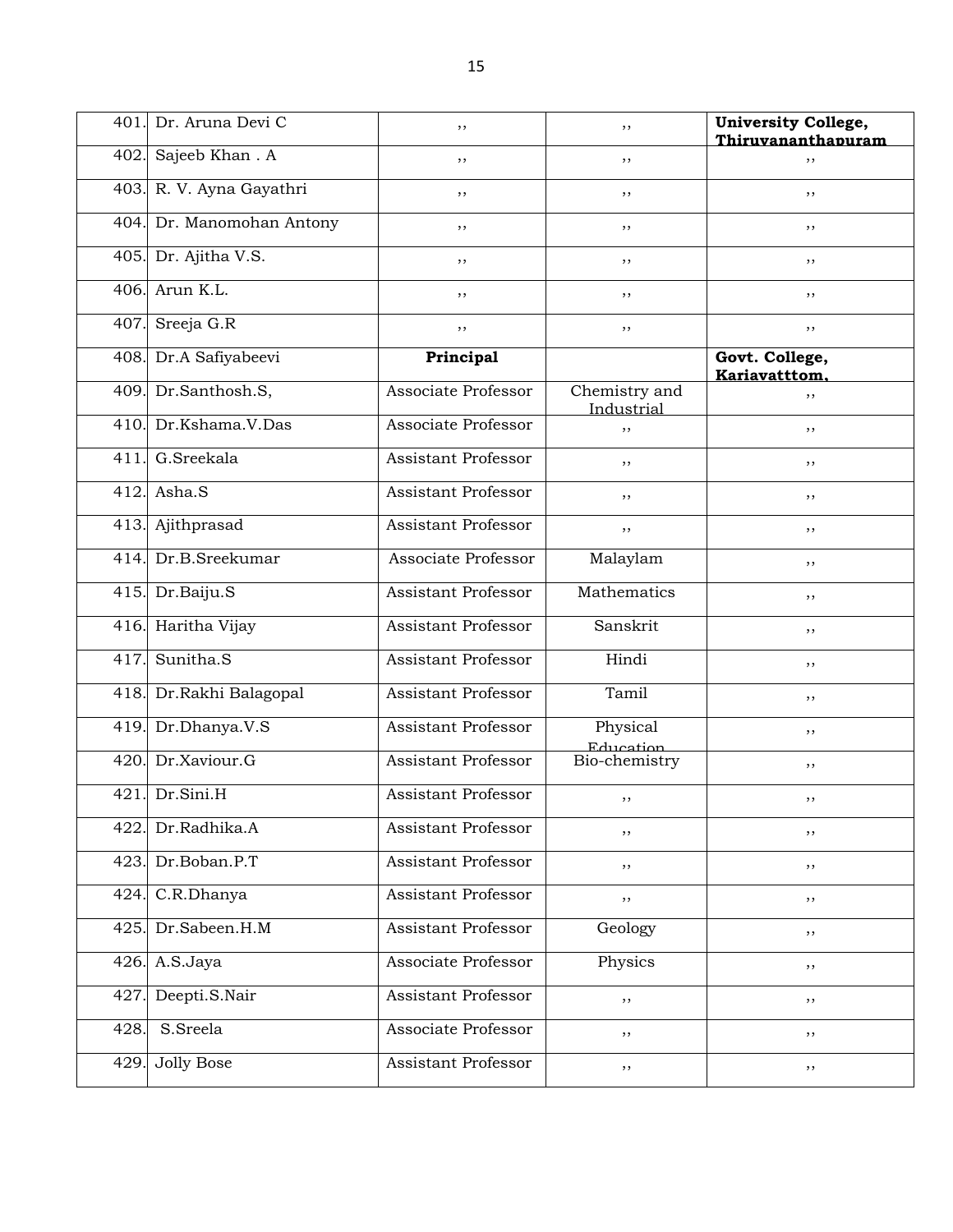| 401. | Dr. Aruna Devi C | ,, | ,, | **University College, Thiruvananthapuram** |
|---|---|---|---|---|
| 402. | Sajeeb Khan . A | ,, | ,, | ,, |
| 403. | R. V. Ayna Gayathri | ,, | ,, | ,, |
| 404. | Dr. Manomohan Antony | ,, | ,, | ,, |
| 405. | Dr. Ajitha V.S. | ,, | ,, | ,, |
| 406. | Arun K.L. | ,, | ,, | ,, |
| 407. | Sreeja G.R | ,, | ,, | ,, |
| 408. | Dr.A Safiyabeevi | **Principal** | | **Govt. College, Kariavatttom,** |
| 409. | Dr.Santhosh.S, | Associate Professor | Chemistry and Industrial | ,, |
| 410. | Dr.Kshama.V.Das | Associate Professor | ,, | ,, |
| 411. | G.Sreekala | Assistant Professor | ,, | ,, |
| 412. | Asha.S | Assistant Professor | ,, | ,, |
| 413. | Ajithprasad | Assistant Professor | ,, | ,, |
| 414. | Dr.B.Sreekumar | Associate Professor | Malaylam | ,, |
| 415. | Dr.Baiju.S | Assistant Professor | Mathematics | ,, |
| 416. | Haritha Vijay | Assistant Professor | Sanskrit | ,, |
| 417. | Sunitha.S | Assistant Professor | Hindi | ,, |
| 418. | Dr.Rakhi Balagopal | Assistant Professor | Tamil | ,, |
| 419. | Dr.Dhanya.V.S | Assistant Professor | Physical Education | ,, |
| 420. | Dr.Xaviour.G | Assistant Professor | Bio-chemistry | ,, |
| 421. | Dr.Sini.H | Assistant Professor | ,, | ,, |
| 422. | Dr.Radhika.A | Assistant Professor | ,, | ,, |
| 423. | Dr.Boban.P.T | Assistant Professor | ,, | ,, |
| 424. | C.R.Dhanya | Assistant Professor | ,, | ,, |
| 425. | Dr.Sabeen.H.M | Assistant Professor | Geology | ,, |
| 426. | A.S.Jaya | Associate Professor | Physics | ,, |
| 427. | Deepti.S.Nair | Assistant Professor | ,, | ,, |
| 428. | S.Sreela | Associate Professor | ,, | ,, |
| 429. | Jolly Bose | Assistant Professor | ,, | ,, |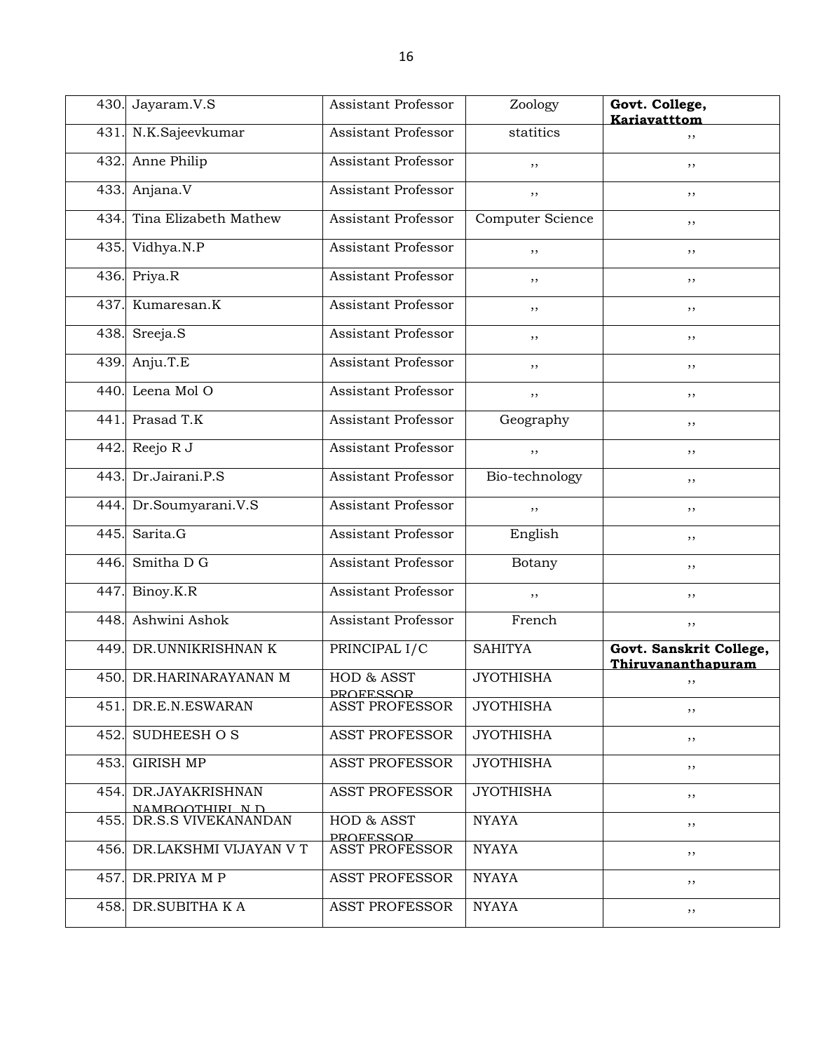| 430. | Jayaram.V.S | Assistant Professor | Zoology | **Govt. College, Kariavatttom** |
|---|---|---|---|---|
| 431. | N.K.Sajeevkumar | Assistant Professor | statitics | ,, |
| 432. | Anne Philip | Assistant Professor | ,, | ,, |
| 433. | Anjana.V | Assistant Professor | ,, | ,, |
| 434. | Tina Elizabeth Mathew | Assistant Professor | Computer Science | ,, |
| 435. | Vidhya.N.P | Assistant Professor | ,, | ,, |
| 436. | Priya.R | Assistant Professor | ,, | ,, |
| 437. | Kumaresan.K | Assistant Professor | ,, | ,, |
| 438. | Sreeja.S | Assistant Professor | ,, | ,, |
| 439. | Anju.T.E | Assistant Professor | ,, | ,, |
| 440. | Leena Mol O | Assistant Professor | ,, | ,, |
| 441. | Prasad T.K | Assistant Professor | Geography | ,, |
| 442. | Reejo R J | Assistant Professor | ,, | ,, |
| 443. | Dr.Jairani.P.S | Assistant Professor | Bio-technology | ,, |
| 444. | Dr.Soumyarani.V.S | Assistant Professor | ,, | ,, |
| 445. | Sarita.G | Assistant Professor | English | ,, |
| 446. | Smitha D G | Assistant Professor | Botany | ,, |
| 447. | Binoy.K.R | Assistant Professor | ,, | ,, |
| 448. | Ashwini Ashok | Assistant Professor | French | ,, |
| 449. | DR.UNNIKRISHNAN K | PRINCIPAL I/C | SAHITYA | **Govt. Sanskrit College, Thiruvananthapuram** |
| 450. | DR.HARINARAYANAN M | HOD & ASST PROFESSOR | JYOTHISHA | ,, |
| 451. | DR.E.N.ESWARAN | ASST PROFESSOR | JYOTHISHA | ,, |
| 452. | SUDHEESH O S | ASST PROFESSOR | JYOTHISHA | ,, |
| 453. | GIRISH MP | ASST PROFESSOR | JYOTHISHA | ,, |
| 454. | DR.JAYAKRISHNAN NAMBOOTHIRI N D | ASST PROFESSOR | JYOTHISHA | ,, |
| 455. | DR.S.S VIVEKANANDAN | HOD & ASST PROFESSOR | NYAYA | ,, |
| 456. | DR.LAKSHMI VIJAYAN V T | ASST PROFESSOR | NYAYA | ,, |
| 457. | DR.PRIYA M P | ASST PROFESSOR | NYAYA | ,, |
| 458. | DR.SUBITHA K A | ASST PROFESSOR | NYAYA | ,, |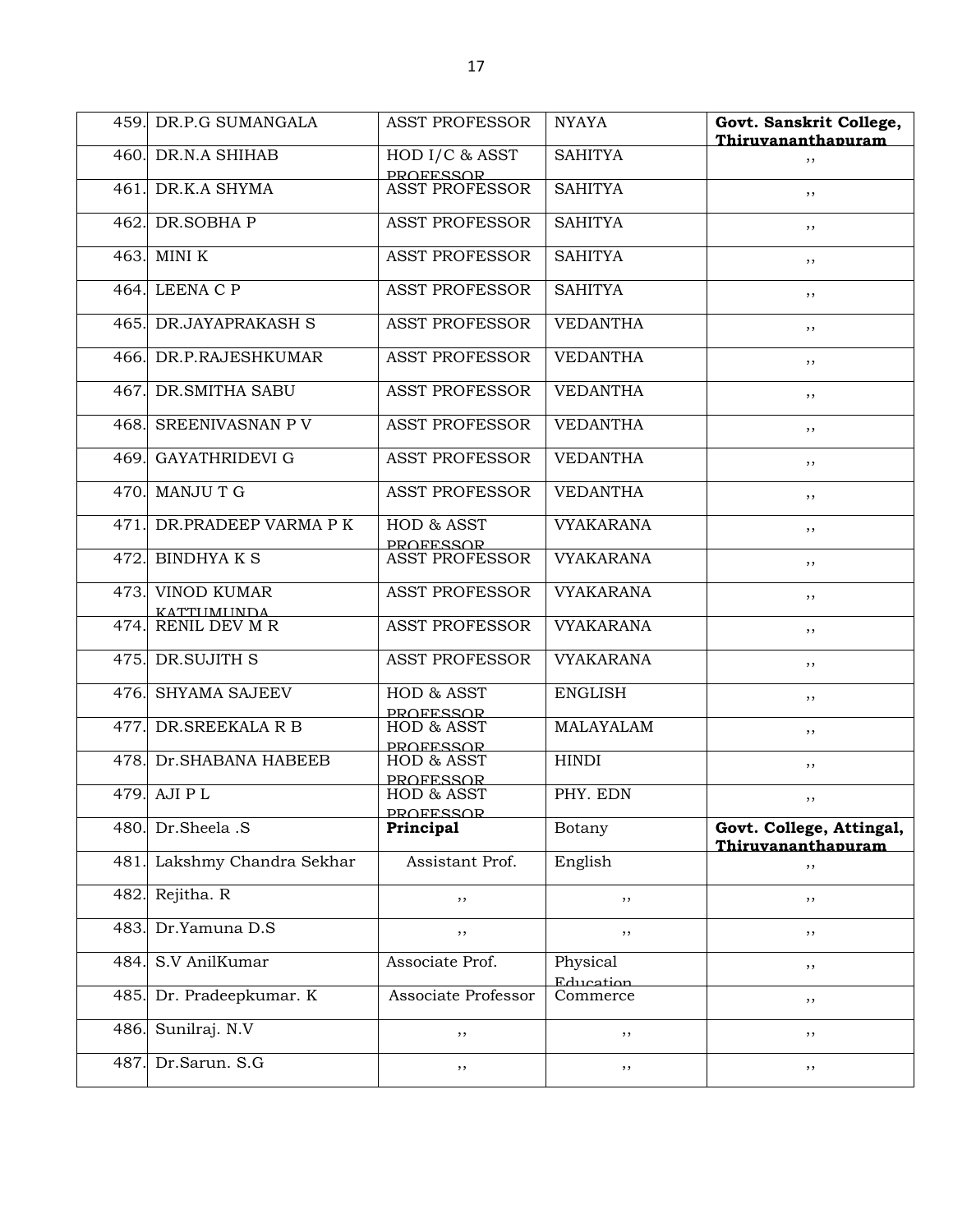| 459. | DR.P.G SUMANGALA | ASST PROFESSOR | NYAYA | **Govt. Sanskrit College, Thiruvananthapuram** |
|---|---|---|---|---|
| 460. | DR.N.A SHIHAB | HOD I/C & ASST PROFESSOR | SAHITYA | ,, |
| 461. | DR.K.A SHYMA | ASST PROFESSOR | SAHITYA | ,, |
| 462. | DR.SOBHA P | ASST PROFESSOR | SAHITYA | ,, |
| 463. | MINI K | ASST PROFESSOR | SAHITYA | ,, |
| 464. | LEENA C P | ASST PROFESSOR | SAHITYA | ,, |
| 465. | DR.JAYAPRAKASH S | ASST PROFESSOR | VEDANTHA | ,, |
| 466. | DR.P.RAJESHKUMAR | ASST PROFESSOR | VEDANTHA | ,, |
| 467. | DR.SMITHA SABU | ASST PROFESSOR | VEDANTHA | ,, |
| 468. | SREENIVASNAN P V | ASST PROFESSOR | VEDANTHA | ,, |
| 469. | GAYATHRIDEVI G | ASST PROFESSOR | VEDANTHA | ,, |
| 470. | MANJU T G | ASST PROFESSOR | VEDANTHA | ,, |
| 471. | DR.PRADEEP VARMA P K | HOD & ASST PROFESSOR | VYAKARANA | ,, |
| 472. | BINDHYA K S | ASST PROFESSOR | VYAKARANA | ,, |
| 473. | VINOD KUMAR KATTUMUNDA | ASST PROFESSOR | VYAKARANA | ,, |
| 474. | RENIL DEV M R | ASST PROFESSOR | VYAKARANA | ,, |
| 475. | DR.SUJITH S | ASST PROFESSOR | VYAKARANA | ,, |
| 476. | SHYAMA SAJEEV | HOD & ASST PROFESSOR | ENGLISH | ,, |
| 477. | DR.SREEKALA R B | HOD & ASST PROFESSOR | MALAYALAM | ,, |
| 478. | Dr.SHABANA HABEEB | HOD & ASST PROFESSOR | HINDI | ,, |
| 479. | AJI P L | HOD & ASST PROFESSOR | PHY. EDN | ,, |
| 480. | Dr.Sheela .S | **Principal** | Botany | **Govt. College, Attingal, Thiruvananthapuram** |
| 481. | Lakshmy Chandra Sekhar | Assistant Prof. | English | ,, |
| 482. | Rejitha. R | ,, | ,, | ,, |
| 483. | Dr.Yamuna D.S | ,, | ,, | ,, |
| 484. | S.V AnilKumar | Associate Prof. | Physical Education | ,, |
| 485. | Dr. Pradeepkumar. K | Associate Professor | Commerce | ,, |
| 486. | Sunilraj. N.V | ,, | ,, | ,, |
| 487. | Dr.Sarun. S.G | ,, | ,, | ,, |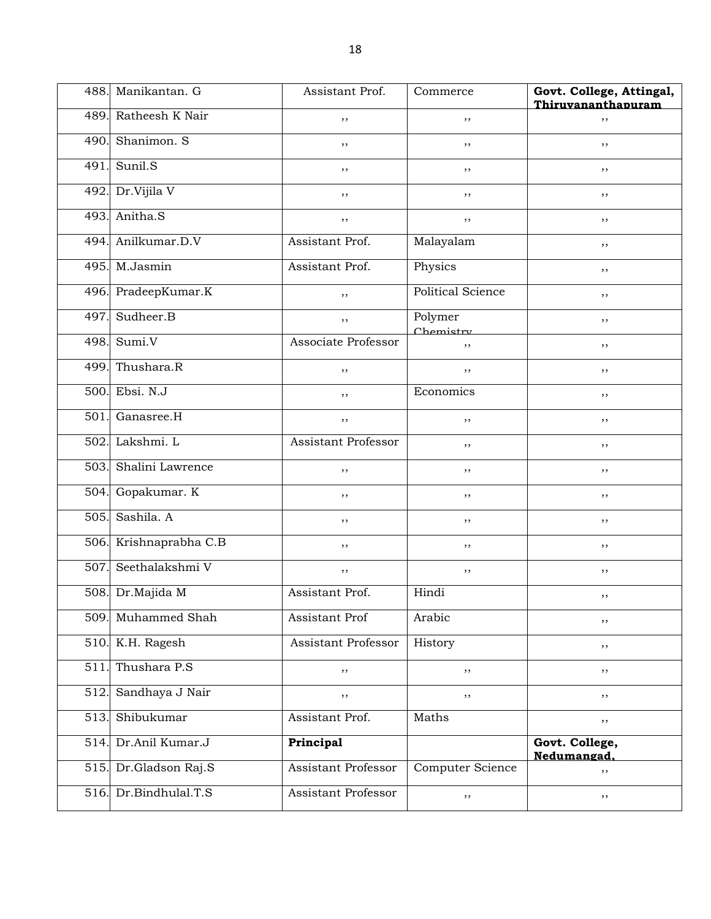| 488. | Manikantan. G | Assistant Prof. | Commerce | **Govt. College, Attingal, Thiruvananthapuram** |
|---|---|---|---|---|
| 489. | Ratheesh K Nair | ,, | ,, | ,, |
| 490. | Shanimon. S | ,, | ,, | ,, |
| 491. | Sunil.S | ,, | ,, | ,, |
| 492. | Dr.Vijila V | ,, | ,, | ,, |
| 493. | Anitha.S | ,, | ,, | ,, |
| 494. | Anilkumar.D.V | Assistant Prof. | Malayalam | ,, |
| 495. | M.Jasmin | Assistant Prof. | Physics | ,, |
| 496. | PradeepKumar.K | ,, | Political Science | ,, |
| 497. | Sudheer.B | ,, | Polymer Chemistry | ,, |
| 498. | Sumi.V | Associate Professor | ,, | ,, |
| 499. | Thushara.R | ,, | ,, | ,, |
| 500. | Ebsi. N.J | ,, | Economics | ,, |
| 501. | Ganasree.H | ,, | ,, | ,, |
| 502. | Lakshmi. L | Assistant Professor | ,, | ,, |
| 503. | Shalini Lawrence | ,, | ,, | ,, |
| 504. | Gopakumar. K | ,, | ,, | ,, |
| 505. | Sashila. A | ,, | ,, | ,, |
| 506. | Krishnaprabha C.B | ,, | ,, | ,, |
| 507. | Seethalakshmi V | ,, | ,, | ,, |
| 508. | Dr.Majida M | Assistant Prof. | Hindi | ,, |
| 509. | Muhammed Shah | Assistant Prof | Arabic | ,, |
| 510. | K.H. Ragesh | Assistant Professor | History | ,, |
| 511. | Thushara P.S | ,, | ,, | ,, |
| 512. | Sandhaya J Nair | ,, | ,, | ,, |
| 513. | Shibukumar | Assistant Prof. | Maths | ,, |
| 514. | Dr.Anil Kumar.J | **Principal** | | **Govt. College, Nedumangad,** |
| 515. | Dr.Gladson Raj.S | Assistant Professor | Computer Science | ,, |
| 516. | Dr.Bindhulal.T.S | Assistant Professor | ,, | ,, |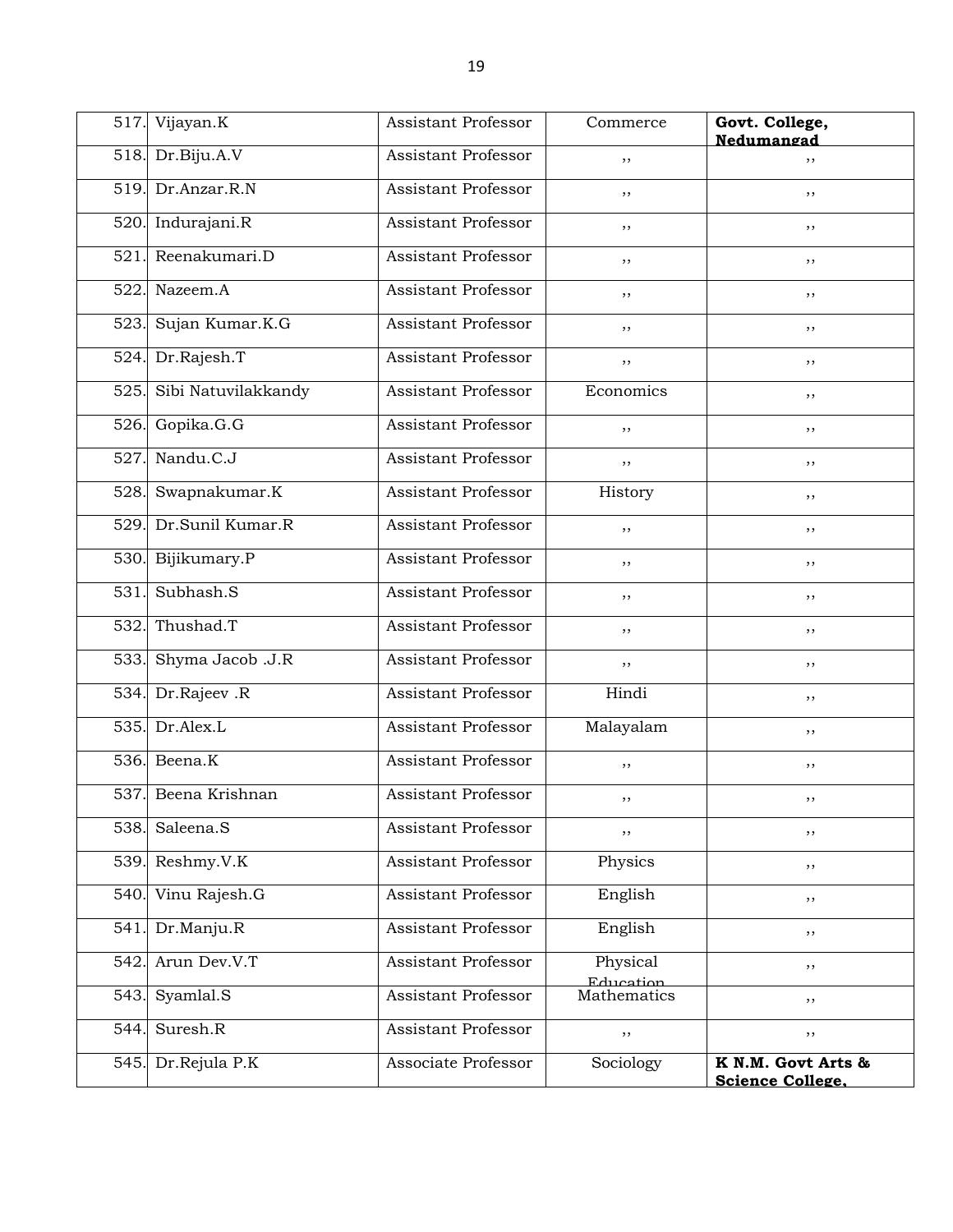| | | | | |
|---|---|---|---|---|
| 517. | Vijayan.K | Assistant Professor | Commerce | **Govt. College, Nedumangad** |
| 518. | Dr.Biju.A.V | Assistant Professor | ,, | ,, |
| 519. | Dr.Anzar.R.N | Assistant Professor | ,, | ,, |
| 520. | Indurajani.R | Assistant Professor | ,, | ,, |
| 521. | Reenakumari.D | Assistant Professor | ,, | ,, |
| 522. | Nazeem.A | Assistant Professor | ,, | ,, |
| 523. | Sujan Kumar.K.G | Assistant Professor | ,, | ,, |
| 524. | Dr.Rajesh.T | Assistant Professor | ,, | ,, |
| 525. | Sibi Natuvilakkandy | Assistant Professor | Economics | ,, |
| 526. | Gopika.G.G | Assistant Professor | ,, | ,, |
| 527. | Nandu.C.J | Assistant Professor | ,, | ,, |
| 528. | Swapnakumar.K | Assistant Professor | History | ,, |
| 529. | Dr.Sunil Kumar.R | Assistant Professor | ,, | ,, |
| 530. | Bijikumary.P | Assistant Professor | ,, | ,, |
| 531. | Subhash.S | Assistant Professor | ,, | ,, |
| 532. | Thushad.T | Assistant Professor | ,, | ,, |
| 533. | Shyma Jacob .J.R | Assistant Professor | ,, | ,, |
| 534. | Dr.Rajeev .R | Assistant Professor | Hindi | ,, |
| 535. | Dr.Alex.L | Assistant Professor | Malayalam | ,, |
| 536. | Beena.K | Assistant Professor | ,, | ,, |
| 537. | Beena Krishnan | Assistant Professor | ,, | ,, |
| 538. | Saleena.S | Assistant Professor | ,, | ,, |
| 539. | Reshmy.V.K | Assistant Professor | Physics | ,, |
| 540. | Vinu Rajesh.G | Assistant Professor | English | ,, |
| 541. | Dr.Manju.R | Assistant Professor | English | ,, |
| 542. | Arun Dev.V.T | Assistant Professor | Physical Education | ,, |
| 543. | Syamlal.S | Assistant Professor | Mathematics | ,, |
| 544. | Suresh.R | Assistant Professor | ,, | ,, |
| 545. | Dr.Rejula P.K | Associate Professor | Sociology | **K N.M. Govt Arts & Science College,** |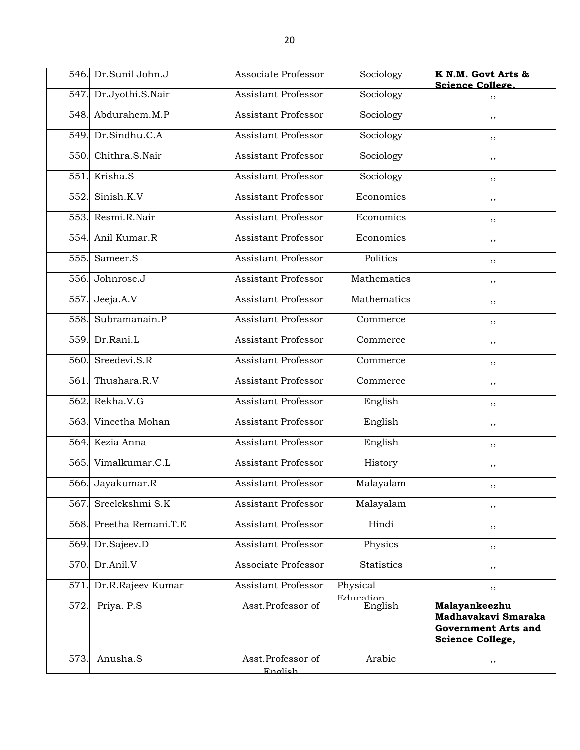| | | | | |
|---|---|---|---|---|
| 546. | Dr.Sunil John.J | Associate Professor | Sociology | **K N.M. Govt Arts & Science College.** |
| 547. | Dr.Jyothi.S.Nair | Assistant Professor | Sociology | ,, |
| 548. | Abdurahem.M.P | Assistant Professor | Sociology | ,, |
| 549. | Dr.Sindhu.C.A | Assistant Professor | Sociology | ,, |
| 550. | Chithra.S.Nair | Assistant Professor | Sociology | ,, |
| 551. | Krisha.S | Assistant Professor | Sociology | ,, |
| 552. | Sinish.K.V | Assistant Professor | Economics | ,, |
| 553. | Resmi.R.Nair | Assistant Professor | Economics | ,, |
| 554. | Anil Kumar.R | Assistant Professor | Economics | ,, |
| 555. | Sameer.S | Assistant Professor | Politics | ,, |
| 556. | Johnrose.J | Assistant Professor | Mathematics | ,, |
| 557. | Jeeja.A.V | Assistant Professor | Mathematics | ,, |
| 558. | Subramanain.P | Assistant Professor | Commerce | ,, |
| 559. | Dr.Rani.L | Assistant Professor | Commerce | ,, |
| 560. | Sreedevi.S.R | Assistant Professor | Commerce | ,, |
| 561. | Thushara.R.V | Assistant Professor | Commerce | ,, |
| 562. | Rekha.V.G | Assistant Professor | English | ,, |
| 563. | Vineetha Mohan | Assistant Professor | English | ,, |
| 564. | Kezia Anna | Assistant Professor | English | ,, |
| 565. | Vimalkumar.C.L | Assistant Professor | History | ,, |
| 566. | Jayakumar.R | Assistant Professor | Malayalam | ,, |
| 567. | Sreelekshmi S.K | Assistant Professor | Malayalam | ,, |
| 568. | Preetha Remani.T.E | Assistant Professor | Hindi | ,, |
| 569. | Dr.Sajeev.D | Assistant Professor | Physics | ,, |
| 570. | Dr.Anil.V | Associate Professor | Statistics | ,, |
| 571. | Dr.R.Rajeev Kumar | Assistant Professor | Physical Education | ,, |
| 572. | Priya. P.S | Asst.Professor of | English | **Malayankeezhu Madhavakavi Smaraka Government Arts and Science College,** |
| 573. | Anusha.S | Asst.Professor of English | Arabic | ,, |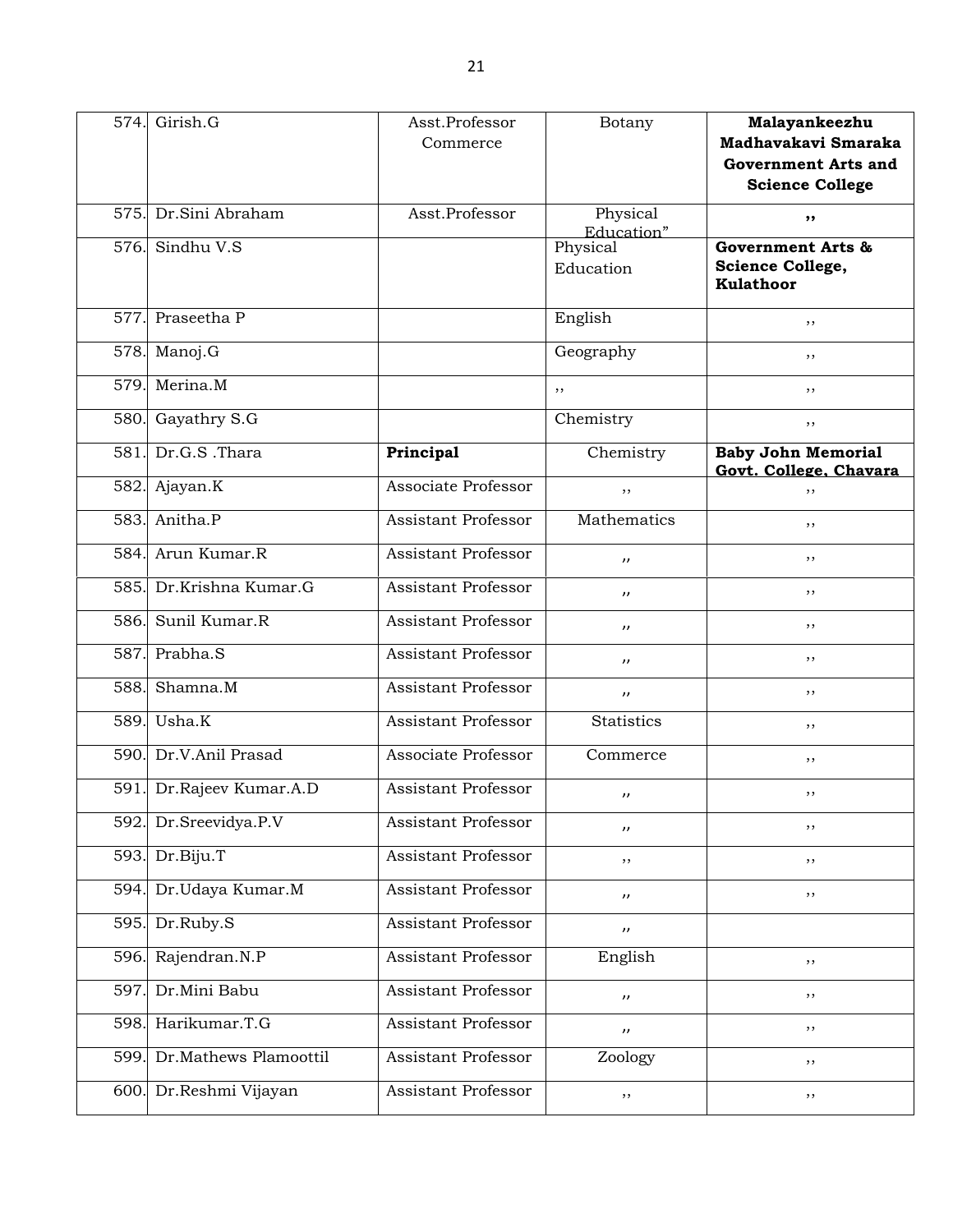| 574. | Girish.G | Asst.Professor Commerce | Botany | **Malayankeezhu Madhavakavi Smaraka Government Arts and Science College** |
|---|---|---|---|---|
| 575. | Dr.Sini Abraham | Asst.Professor | Physical Education" | **,,** |
| 576. | Sindhu V.S | | Physical Education | **Government Arts & Science College, Kulathoor** |
| 577. | Praseetha P | | English | ,, |
| 578. | Manoj.G | | Geography | ,, |
| 579. | Merina.M | | ,, | ,, |
| 580. | Gayathry S.G | | Chemistry | ,, |
| 581. | Dr.G.S .Thara | **Principal** | Chemistry | **Baby John Memorial Govt. College, Chavara** |
| 582. | Ajayan.K | Associate Professor | ,, | ,, |
| 583. | Anitha.P | Assistant Professor | Mathematics | ,, |
| 584. | Arun Kumar.R | Assistant Professor | ,, | ,, |
| 585. | Dr.Krishna Kumar.G | Assistant Professor | ,, | ,, |
| 586. | Sunil Kumar.R | Assistant Professor | ,, | ,, |
| 587. | Prabha.S | Assistant Professor | ,, | ,, |
| 588. | Shamna.M | Assistant Professor | ,, | ,, |
| 589. | Usha.K | Assistant Professor | Statistics | ,, |
| 590. | Dr.V.Anil Prasad | Associate Professor | Commerce | ,, |
| 591. | Dr.Rajeev Kumar.A.D | Assistant Professor | ,, | ,, |
| 592. | Dr.Sreevidya.P.V | Assistant Professor | ,, | ,, |
| 593. | Dr.Biju.T | Assistant Professor | ,, | ,, |
| 594. | Dr.Udaya Kumar.M | Assistant Professor | ,, | ,, |
| 595. | Dr.Ruby.S | Assistant Professor | ,, | |
| 596. | Rajendran.N.P | Assistant Professor | English | ,, |
| 597. | Dr.Mini Babu | Assistant Professor | ,, | ,, |
| 598. | Harikumar.T.G | Assistant Professor | ,, | ,, |
| 599. | Dr.Mathews Plamoottil | Assistant Professor | Zoology | ,, |
| 600. | Dr.Reshmi Vijayan | Assistant Professor | ,, | ,, |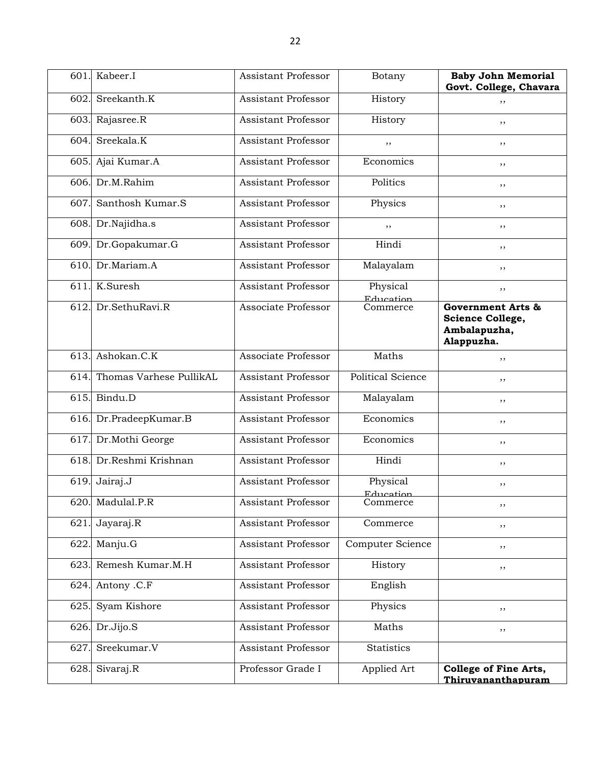| 601. | Kabeer.I | Assistant Professor | Botany | **Baby John Memorial Govt. College, Chavara** |
|---|---|---|---|---|
| 602. | Sreekanth.K | Assistant Professor | History | ,, |
| 603. | Rajasree.R | Assistant Professor | History | ,, |
| 604. | Sreekala.K | Assistant Professor | ,, | ,, |
| 605. | Ajai Kumar.A | Assistant Professor | Economics | ,, |
| 606. | Dr.M.Rahim | Assistant Professor | Politics | ,, |
| 607. | Santhosh Kumar.S | Assistant Professor | Physics | ,, |
| 608. | Dr.Najidha.s | Assistant Professor | ,, | ,, |
| 609. | Dr.Gopakumar.G | Assistant Professor | Hindi | ,, |
| 610. | Dr.Mariam.A | Assistant Professor | Malayalam | ,, |
| 611. | K.Suresh | Assistant Professor | Physical Education | ,, |
| 612. | Dr.SethuRavi.R | Associate Professor | Commerce | **Government Arts & Science College, Ambalapuzha, Alappuzha.** |
| 613. | Ashokan.C.K | Associate Professor | Maths | ,, |
| 614. | Thomas Varhese PullikAL | Assistant Professor | Political Science | ,, |
| 615. | Bindu.D | Assistant Professor | Malayalam | ,, |
| 616. | Dr.PradeepKumar.B | Assistant Professor | Economics | ,, |
| 617. | Dr.Mothi George | Assistant Professor | Economics | ,, |
| 618. | Dr.Reshmi Krishnan | Assistant Professor | Hindi | ,, |
| 619. | Jairaj.J | Assistant Professor | Physical Education | ,, |
| 620. | Madulal.P.R | Assistant Professor | Commerce | ,, |
| 621. | Jayaraj.R | Assistant Professor | Commerce | ,, |
| 622. | Manju.G | Assistant Professor | Computer Science | ,, |
| 623. | Remesh Kumar.M.H | Assistant Professor | History | ,, |
| 624. | Antony .C.F | Assistant Professor | English | |
| 625. | Syam Kishore | Assistant Professor | Physics | ,, |
| 626. | Dr.Jijo.S | Assistant Professor | Maths | ,, |
| 627. | Sreekumar.V | Assistant Professor | Statistics | |
| 628. | Sivaraj.R | Professor Grade I | Applied Art | **College of Fine Arts, Thiruvananthapuram** |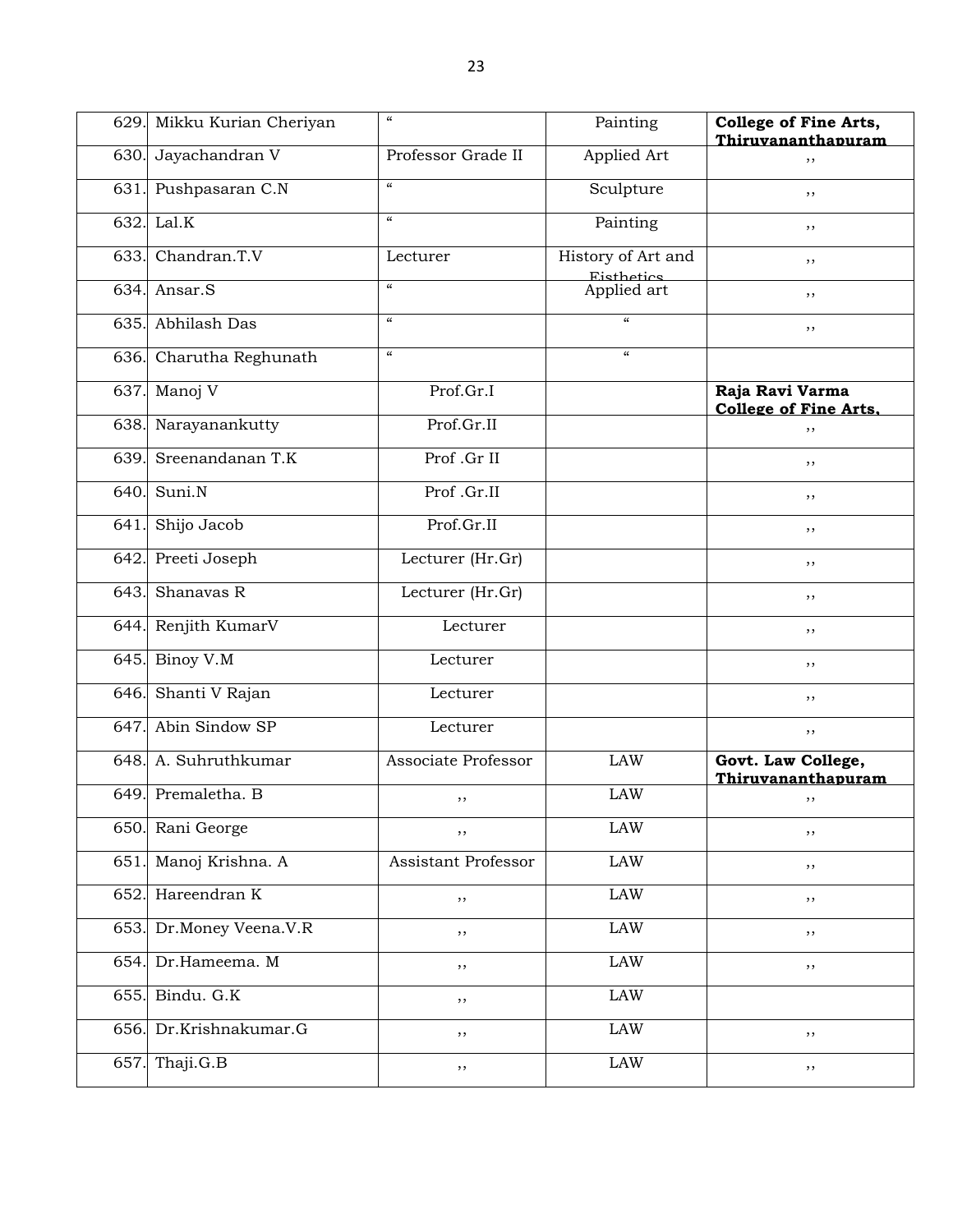| 629. | Mikku Kurian Cheriyan | “ | Painting | **College of Fine Arts, Thiruvananthapuram** |
|---|---|---|---|---|
| 630. | Jayachandran V | Professor Grade II | Applied Art | ,, |
| 631. | Pushpasaran C.N | “ | Sculpture | ,, |
| 632. | Lal.K | “ | Painting | ,, |
| 633. | Chandran.T.V | Lecturer | History of Art and Eisthetics | ,, |
| 634. | Ansar.S | “ | Applied art | ,, |
| 635. | Abhilash Das | “ | “ | ,, |
| 636. | Charutha Reghunath | “ | “ | |
| 637. | Manoj V | Prof.Gr.I | | **Raja Ravi Varma College of Fine Arts,** |
| 638. | Narayanankutty | Prof.Gr.II | | ,, |
| 639. | Sreenandanan T.K | Prof .Gr II | | ,, |
| 640. | Suni.N | Prof .Gr.II | | ,, |
| 641. | Shijo Jacob | Prof.Gr.II | | ,, |
| 642. | Preeti Joseph | Lecturer (Hr.Gr) | | ,, |
| 643. | Shanavas R | Lecturer (Hr.Gr) | | ,, |
| 644. | Renjith KumarV | Lecturer | | ,, |
| 645. | Binoy V.M | Lecturer | | ,, |
| 646. | Shanti V Rajan | Lecturer | | ,, |
| 647. | Abin Sindow SP | Lecturer | | ,, |
| 648. | A. Suhruthkumar | Associate Professor | LAW | **Govt. Law College, Thiruvananthapuram** |
| 649. | Premaletha. B | ,, | LAW | ,, |
| 650. | Rani George | ,, | LAW | ,, |
| 651. | Manoj Krishna. A | Assistant Professor | LAW | ,, |
| 652. | Hareendran K | ,, | LAW | ,, |
| 653. | Dr.Money Veena.V.R | ,, | LAW | ,, |
| 654. | Dr.Hameema. M | ,, | LAW | ,, |
| 655. | Bindu. G.K | ,, | LAW | |
| 656. | Dr.Krishnakumar.G | ,, | LAW | ,, |
| 657. | Thaji.G.B | ,, | LAW | ,, |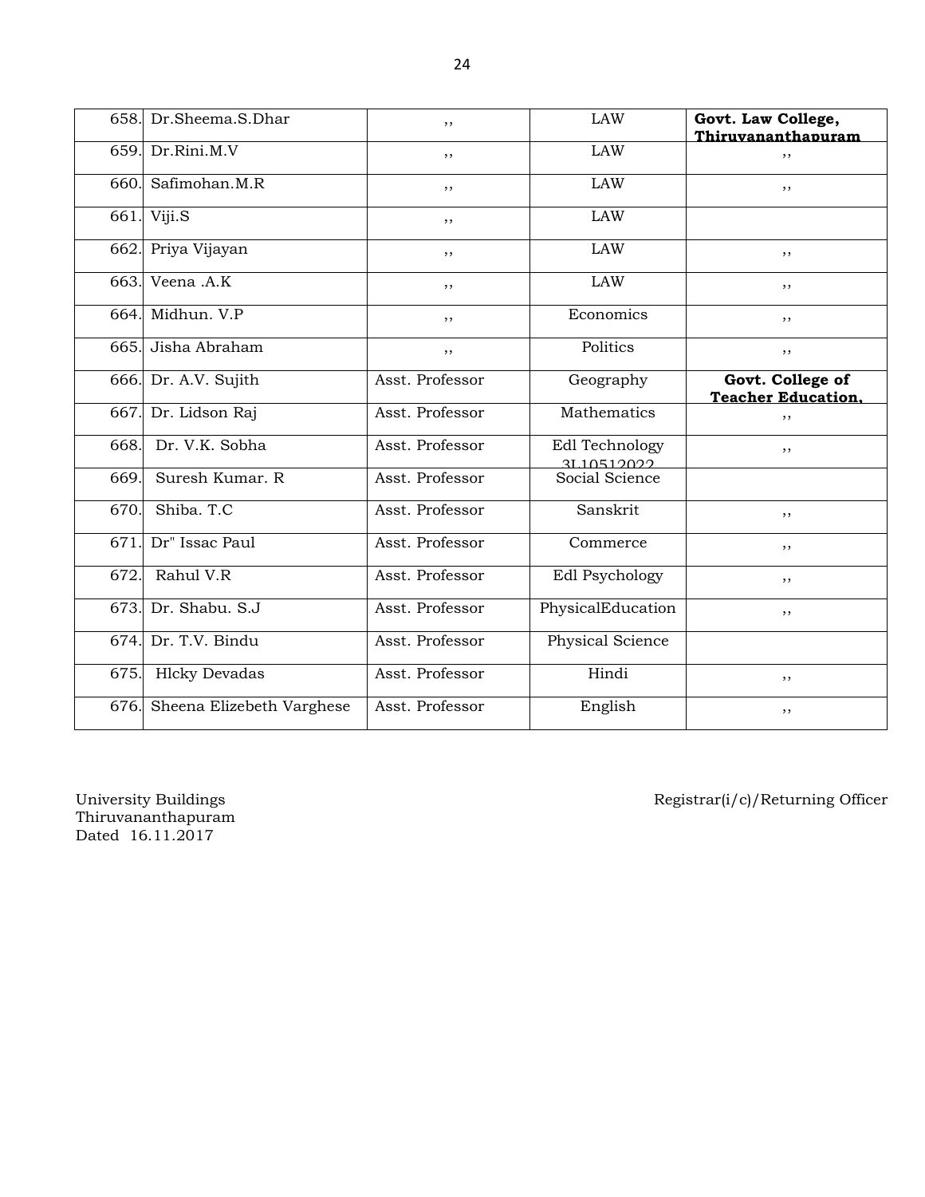| | | | | |
|---|---|---|---|---|
| 658. | Dr.Sheema.S.Dhar | ,, | LAW | **Govt. Law College, Thiruvananthapuram** |
| 659. | Dr.Rini.M.V | ,, | LAW | ,, |
| 660. | Safimohan.M.R | ,, | LAW | ,, |
| 661. | Viji.S | ,, | LAW | |
| 662. | Priya Vijayan | ,, | LAW | ,, |
| 663. | Veena .A.K | ,, | LAW | ,, |
| 664. | Midhun. V.P | ,, | Economics | ,, |
| 665. | Jisha Abraham | ,, | Politics | ,, |
| 666. | Dr. A.V. Sujith | Asst. Professor | Geography | **Govt. College of Teacher Education,** |
| 667. | Dr. Lidson Raj | Asst. Professor | Mathematics | ,, |
| 668. | Dr. V.K. Sobha | Asst. Professor | Edl Technology 3L10512022 | ,, |
| 669. | Suresh Kumar. R | Asst. Professor | Social Science | |
| 670. | Shiba. T.C | Asst. Professor | Sanskrit | ,, |
| 671. | Dr" Issac Paul | Asst. Professor | Commerce | ,, |
| 672. | Rahul V.R | Asst. Professor | Edl Psychology | ,, |
| 673. | Dr. Shabu. S.J | Asst. Professor | PhysicalEducation | ,, |
| 674. | Dr. T.V. Bindu | Asst. Professor | Physical Science | |
| 675. | Hlcky Devadas | Asst. Professor | Hindi | ,, |
| 676. | Sheena Elizebeth Varghese | Asst. Professor | English | ,, |

University Buildings
Thiruvananthapuram
Dated 16.11.2017

Registrar(i/c)/Returning Officer